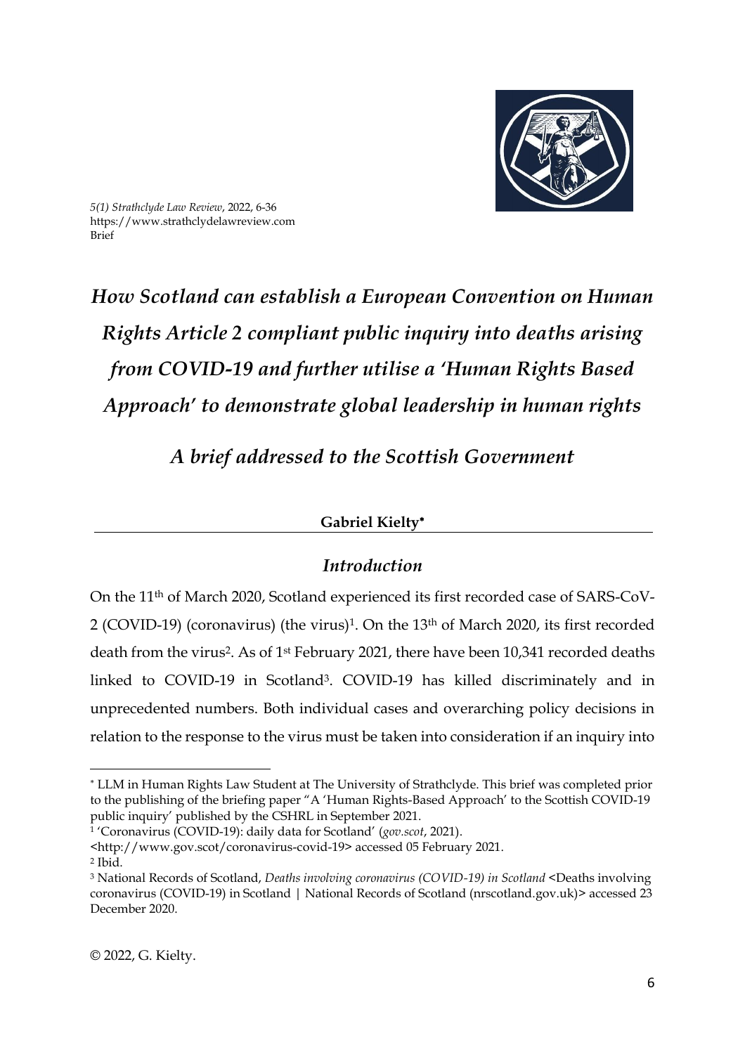# *How Scotland can establish a European Convention on Human Rights Article 2 compliant public inquiry into deaths arising from COVID-19 and further utilise a 'Human Rights Based Approach' to demonstrate global leadership in human rights*

## *A brief addressed to the Scottish Government*

**Gabriel Kielty***

## *Introduction*

On the 11th of March 2020, Scotland experienced its first recorded case of SARS-CoV-2 (COVID-19) (coronavirus) (the virus)[1]. On the 13th of March 2020, its first recorded death from the virus[2]. As of 1st February 2021, there have been 10,341 recorded deaths linked to COVID-19 in Scotland[3]. COVID-19 has killed discriminately and in unprecedented numbers. Both individual cases and overarching policy decisions in relation to the response to the virus must be taken into consideration if an inquiry into

---

* LLM in Human Rights Law Student at The University of Strathclyde. This brief was completed prior to the publishing of the briefing paper "A 'Human Rights-Based Approach' to the Scottish COVID-19 public inquiry' published by the CSHRL in September 2021.

[1] 'Coronavirus (COVID-19): daily data for Scotland' (*gov.scot*, 2021). <http://www.gov.scot/coronavirus-covid-19> accessed 05 February 2021.

[2] Ibid.

[3] National Records of Scotland, *Deaths involving coronavirus (COVID-19) in Scotland* <Deaths involving coronavirus (COVID-19) in Scotland | National Records of Scotland (nrscotland.gov.uk)> accessed 23 December 2020.

© 2022, G. Kielty.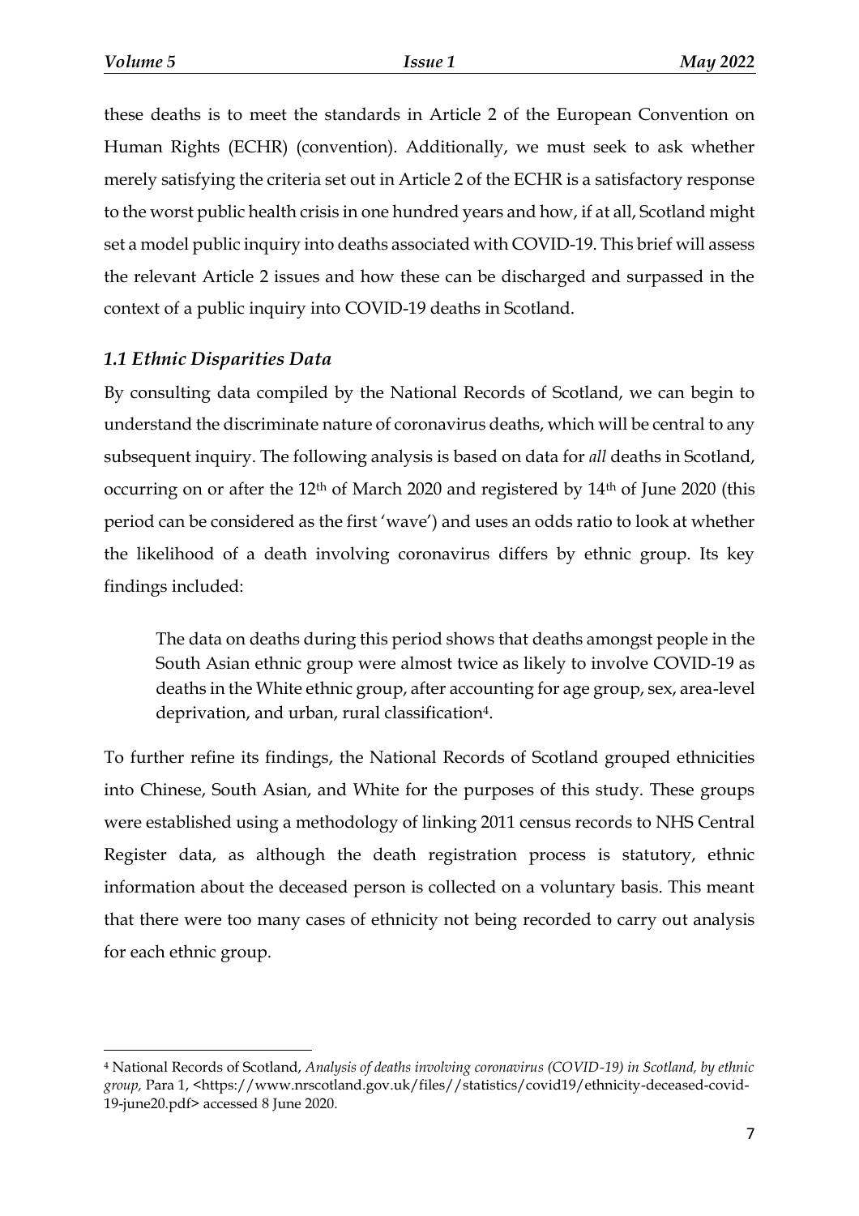these deaths is to meet the standards in Article 2 of the European Convention on Human Rights (ECHR) (convention). Additionally, we must seek to ask whether merely satisfying the criteria set out in Article 2 of the ECHR is a satisfactory response to the worst public health crisis in one hundred years and how, if at all, Scotland might set a model public inquiry into deaths associated with COVID-19. This brief will assess the relevant Article 2 issues and how these can be discharged and surpassed in the context of a public inquiry into COVID-19 deaths in Scotland.

### *1.1 Ethnic Disparities Data*

By consulting data compiled by the National Records of Scotland, we can begin to understand the discriminate nature of coronavirus deaths, which will be central to any subsequent inquiry. The following analysis is based on data for *all* deaths in Scotland, occurring on or after the 12th of March 2020 and registered by 14th of June 2020 (this period can be considered as the first 'wave') and uses an odds ratio to look at whether the likelihood of a death involving coronavirus differs by ethnic group. Its key findings included:

> The data on deaths during this period shows that deaths amongst people in the South Asian ethnic group were almost twice as likely to involve COVID-19 as deaths in the White ethnic group, after accounting for age group, sex, area-level deprivation, and urban, rural classification[4].

To further refine its findings, the National Records of Scotland grouped ethnicities into Chinese, South Asian, and White for the purposes of this study. These groups were established using a methodology of linking 2011 census records to NHS Central Register data, as although the death registration process is statutory, ethnic information about the deceased person is collected on a voluntary basis. This meant that there were too many cases of ethnicity not being recorded to carry out analysis for each ethnic group.

---

[4] National Records of Scotland, *Analysis of deaths involving coronavirus (COVID-19) in Scotland, by ethnic group,* Para 1, <https://www.nrscotland.gov.uk/files//statistics/covid19/ethnicity-deceased-covid-19-june20.pdf> accessed 8 June 2020.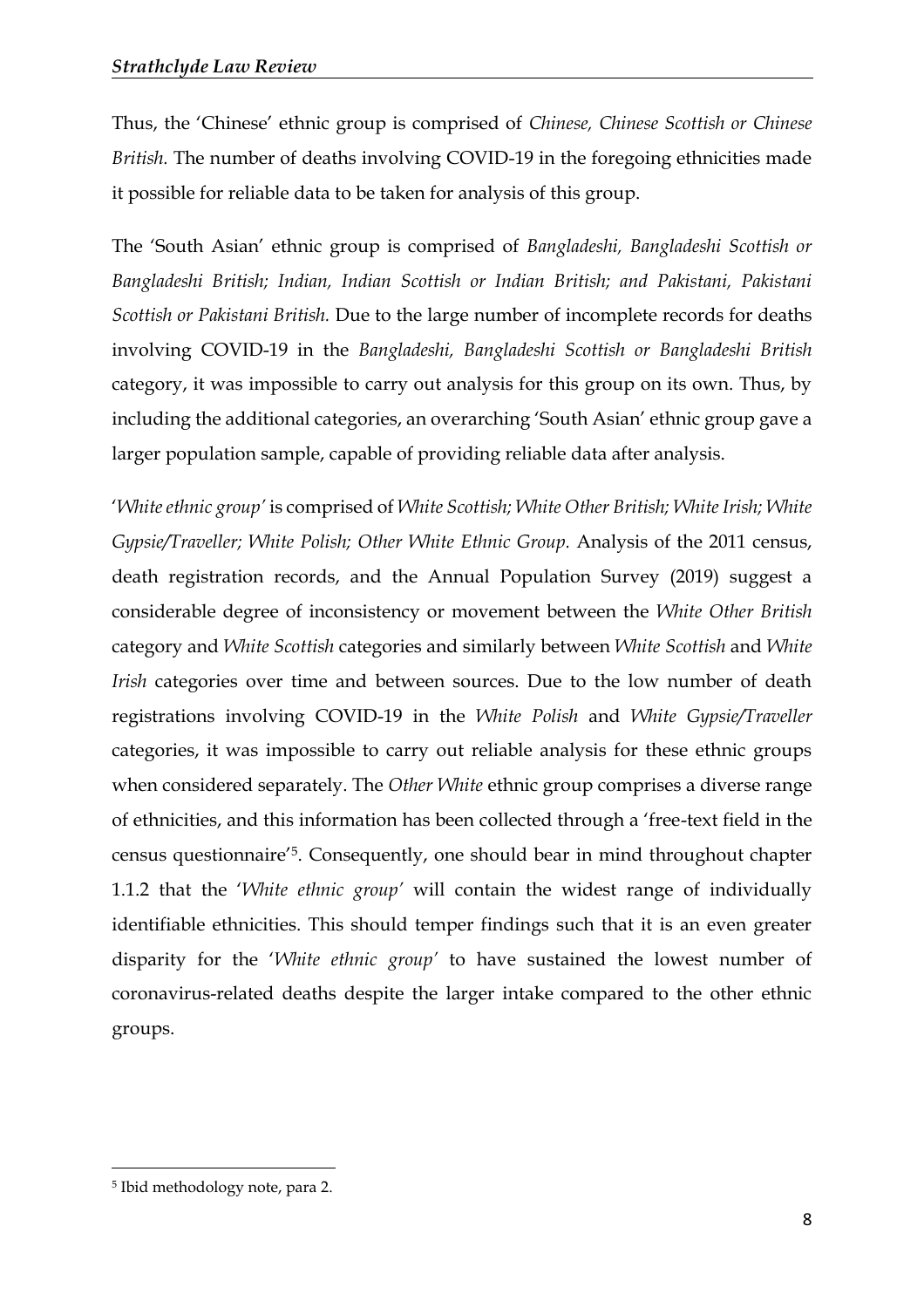Thus, the 'Chinese' ethnic group is comprised of *Chinese, Chinese Scottish or Chinese British.* The number of deaths involving COVID-19 in the foregoing ethnicities made it possible for reliable data to be taken for analysis of this group.

The 'South Asian' ethnic group is comprised of *Bangladeshi, Bangladeshi Scottish or Bangladeshi British; Indian, Indian Scottish or Indian British; and Pakistani, Pakistani Scottish or Pakistani British.* Due to the large number of incomplete records for deaths involving COVID-19 in the *Bangladeshi, Bangladeshi Scottish or Bangladeshi British* category, it was impossible to carry out analysis for this group on its own. Thus, by including the additional categories, an overarching 'South Asian' ethnic group gave a larger population sample, capable of providing reliable data after analysis.

'*White ethnic group'* is comprised of *White Scottish; White Other British; White Irish; White Gypsie/Traveller; White Polish; Other White Ethnic Group.* Analysis of the 2011 census, death registration records, and the Annual Population Survey (2019) suggest a considerable degree of inconsistency or movement between the *White Other British* category and *White Scottish* categories and similarly between *White Scottish* and *White Irish* categories over time and between sources. Due to the low number of death registrations involving COVID-19 in the *White Polish* and *White Gypsie/Traveller* categories, it was impossible to carry out reliable analysis for these ethnic groups when considered separately. The *Other White* ethnic group comprises a diverse range of ethnicities, and this information has been collected through a 'free-text field in the census questionnaire'[5]. Consequently, one should bear in mind throughout chapter 1.1.2 that the '*White ethnic group'* will contain the widest range of individually identifiable ethnicities. This should temper findings such that it is an even greater disparity for the '*White ethnic group'* to have sustained the lowest number of coronavirus-related deaths despite the larger intake compared to the other ethnic groups.

[5] Ibid methodology note, para 2.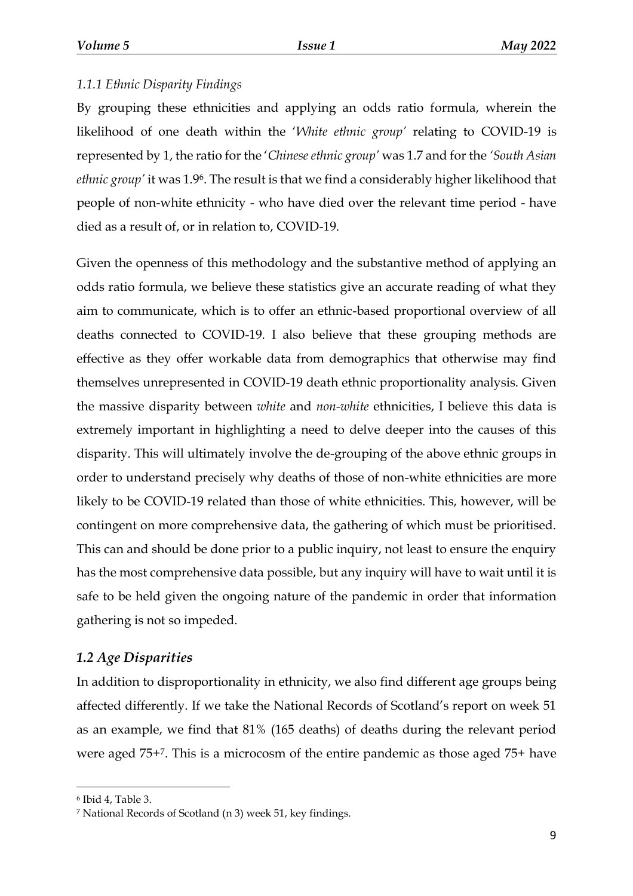#### *1.1.1 Ethnic Disparity Findings*

By grouping these ethnicities and applying an odds ratio formula, wherein the likelihood of one death within the '*White ethnic group*' relating to COVID-19 is represented by 1, the ratio for the '*Chinese ethnic group*' was 1.7 and for the '*South Asian ethnic group*' it was 1.9[6]. The result is that we find a considerably higher likelihood that people of non-white ethnicity - who have died over the relevant time period - have died as a result of, or in relation to, COVID-19.

Given the openness of this methodology and the substantive method of applying an odds ratio formula, we believe these statistics give an accurate reading of what they aim to communicate, which is to offer an ethnic-based proportional overview of all deaths connected to COVID-19. I also believe that these grouping methods are effective as they offer workable data from demographics that otherwise may find themselves unrepresented in COVID-19 death ethnic proportionality analysis. Given the massive disparity between *white* and *non-white* ethnicities, I believe this data is extremely important in highlighting a need to delve deeper into the causes of this disparity. This will ultimately involve the de-grouping of the above ethnic groups in order to understand precisely why deaths of those of non-white ethnicities are more likely to be COVID-19 related than those of white ethnicities. This, however, will be contingent on more comprehensive data, the gathering of which must be prioritised. This can and should be done prior to a public inquiry, not least to ensure the enquiry has the most comprehensive data possible, but any inquiry will have to wait until it is safe to be held given the ongoing nature of the pandemic in order that information gathering is not so impeded.

### *1.2 Age Disparities*

In addition to disproportionality in ethnicity, we also find different age groups being affected differently. If we take the National Records of Scotland's report on week 51 as an example, we find that 81% (165 deaths) of deaths during the relevant period were aged 75+[7]. This is a microcosm of the entire pandemic as those aged 75+ have

[6] Ibid 4, Table 3.

[7] National Records of Scotland (n 3) week 51, key findings.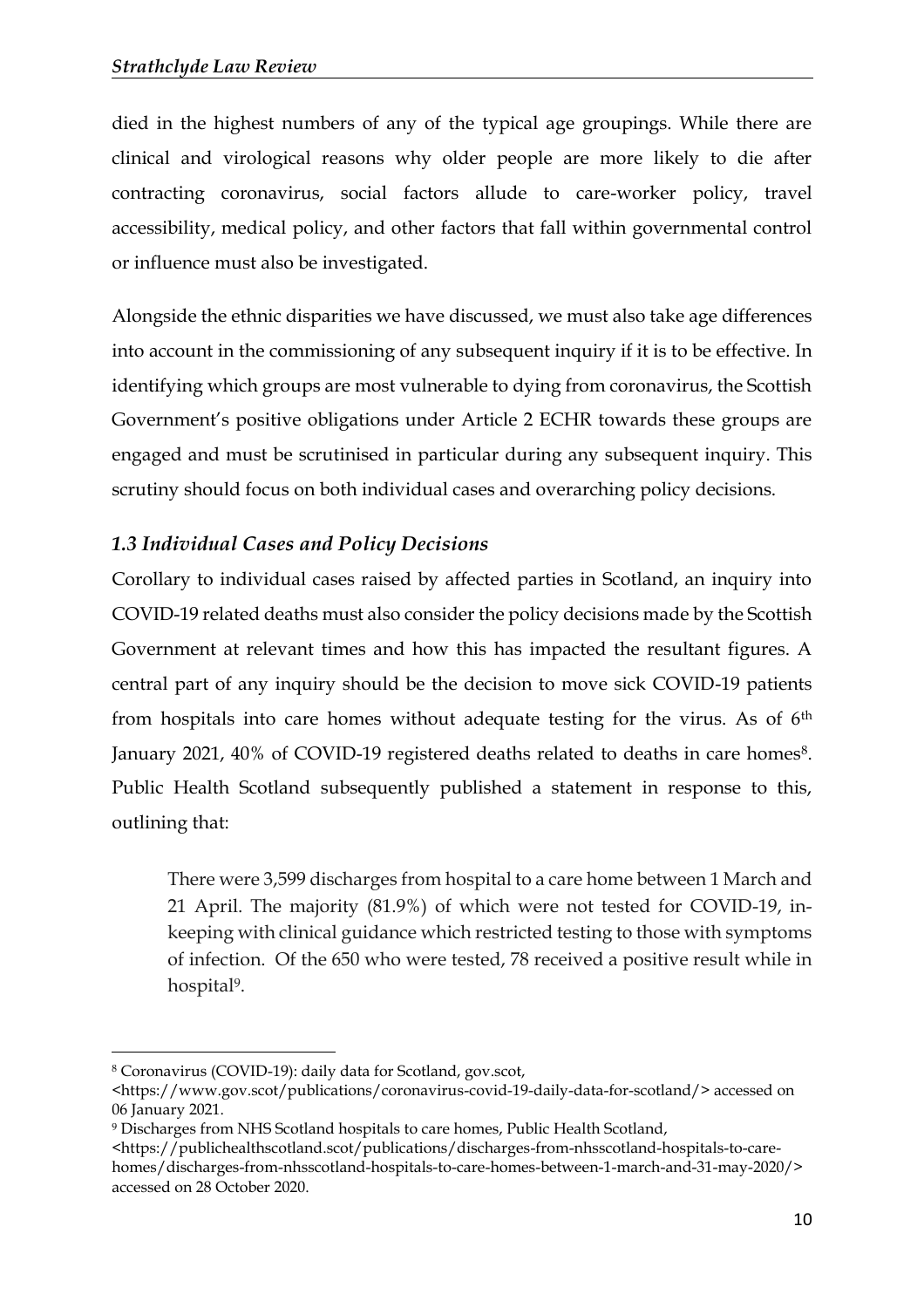died in the highest numbers of any of the typical age groupings. While there are clinical and virological reasons why older people are more likely to die after contracting coronavirus, social factors allude to care-worker policy, travel accessibility, medical policy, and other factors that fall within governmental control or influence must also be investigated.

Alongside the ethnic disparities we have discussed, we must also take age differences into account in the commissioning of any subsequent inquiry if it is to be effective. In identifying which groups are most vulnerable to dying from coronavirus, the Scottish Government's positive obligations under Article 2 ECHR towards these groups are engaged and must be scrutinised in particular during any subsequent inquiry. This scrutiny should focus on both individual cases and overarching policy decisions.

### *1.3 Individual Cases and Policy Decisions*

Corollary to individual cases raised by affected parties in Scotland, an inquiry into COVID-19 related deaths must also consider the policy decisions made by the Scottish Government at relevant times and how this has impacted the resultant figures. A central part of any inquiry should be the decision to move sick COVID-19 patients from hospitals into care homes without adequate testing for the virus. As of 6th January 2021, 40% of COVID-19 registered deaths related to deaths in care homes[8]. Public Health Scotland subsequently published a statement in response to this, outlining that:

> There were 3,599 discharges from hospital to a care home between 1 March and 21 April. The majority (81.9%) of which were not tested for COVID-19, in-keeping with clinical guidance which restricted testing to those with symptoms of infection. Of the 650 who were tested, 78 received a positive result while in hospital[9].

---

[8] Coronavirus (COVID-19): daily data for Scotland, gov.scot, <https://www.gov.scot/publications/coronavirus-covid-19-daily-data-for-scotland/> accessed on 06 January 2021.

[9] Discharges from NHS Scotland hospitals to care homes, Public Health Scotland, <https://publichealthscotland.scot/publications/discharges-from-nhsscotland-hospitals-to-care-homes/discharges-from-nhsscotland-hospitals-to-care-homes-between-1-march-and-31-may-2020/> accessed on 28 October 2020.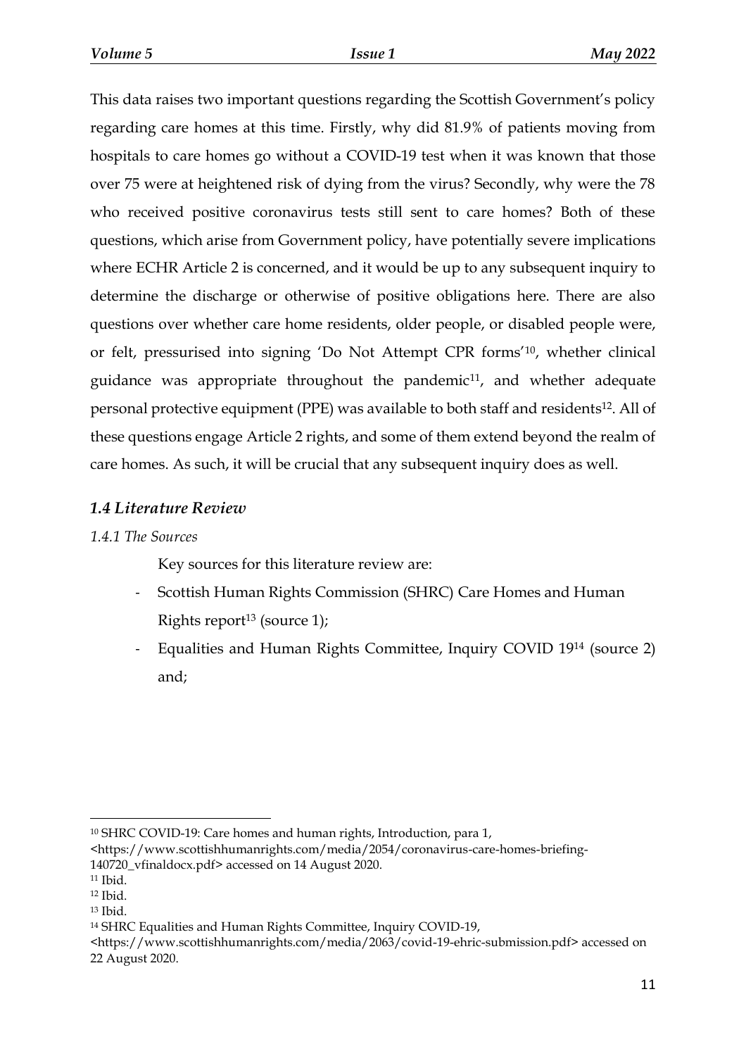This data raises two important questions regarding the Scottish Government's policy regarding care homes at this time. Firstly, why did 81.9% of patients moving from hospitals to care homes go without a COVID-19 test when it was known that those over 75 were at heightened risk of dying from the virus? Secondly, why were the 78 who received positive coronavirus tests still sent to care homes? Both of these questions, which arise from Government policy, have potentially severe implications where ECHR Article 2 is concerned, and it would be up to any subsequent inquiry to determine the discharge or otherwise of positive obligations here. There are also questions over whether care home residents, older people, or disabled people were, or felt, pressurised into signing 'Do Not Attempt CPR forms'[10], whether clinical guidance was appropriate throughout the pandemic[11], and whether adequate personal protective equipment (PPE) was available to both staff and residents[12]. All of these questions engage Article 2 rights, and some of them extend beyond the realm of care homes. As such, it will be crucial that any subsequent inquiry does as well.

### *1.4 Literature Review*

#### *1.4.1 The Sources*

Key sources for this literature review are:

- Scottish Human Rights Commission (SHRC) Care Homes and Human Rights report[13] (source 1);
- Equalities and Human Rights Committee, Inquiry COVID 19[14] (source 2) and;

---

[10] SHRC COVID-19: Care homes and human rights, Introduction, para 1, <https://www.scottishhumanrights.com/media/2054/coronavirus-care-homes-briefing-140720_vfinaldocx.pdf> accessed on 14 August 2020.

[11] Ibid.

[12] Ibid.

[13] Ibid.

[14] SHRC Equalities and Human Rights Committee, Inquiry COVID-19, <https://www.scottishhumanrights.com/media/2063/covid-19-ehric-submission.pdf> accessed on 22 August 2020.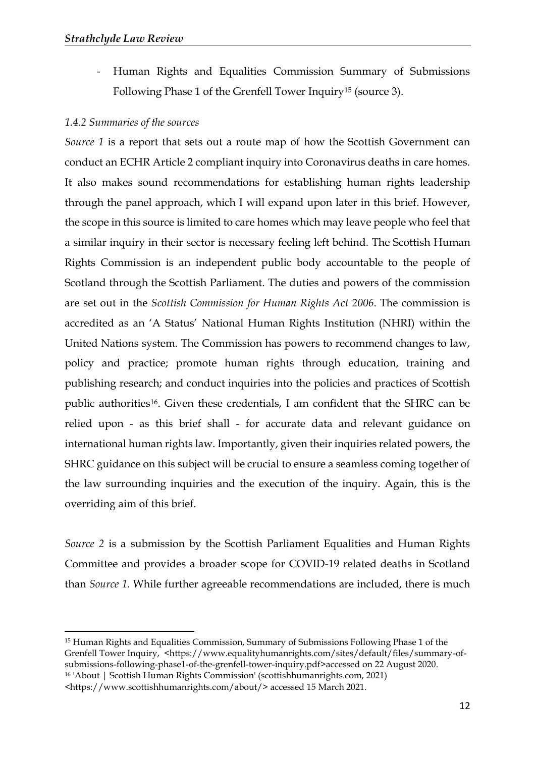- Human Rights and Equalities Commission Summary of Submissions Following Phase 1 of the Grenfell Tower Inquiry[15] (source 3).

*1.4.2 Summaries of the sources*

*Source 1* is a report that sets out a route map of how the Scottish Government can conduct an ECHR Article 2 compliant inquiry into Coronavirus deaths in care homes. It also makes sound recommendations for establishing human rights leadership through the panel approach, which I will expand upon later in this brief. However, the scope in this source is limited to care homes which may leave people who feel that a similar inquiry in their sector is necessary feeling left behind. The Scottish Human Rights Commission is an independent public body accountable to the people of Scotland through the Scottish Parliament. The duties and powers of the commission are set out in the *Scottish Commission for Human Rights Act 2006*. The commission is accredited as an 'A Status' National Human Rights Institution (NHRI) within the United Nations system. The Commission has powers to recommend changes to law, policy and practice; promote human rights through education, training and publishing research; and conduct inquiries into the policies and practices of Scottish public authorities[16]. Given these credentials, I am confident that the SHRC can be relied upon - as this brief shall - for accurate data and relevant guidance on international human rights law. Importantly, given their inquiries related powers, the SHRC guidance on this subject will be crucial to ensure a seamless coming together of the law surrounding inquiries and the execution of the inquiry. Again, this is the overriding aim of this brief.

*Source 2* is a submission by the Scottish Parliament Equalities and Human Rights Committee and provides a broader scope for COVID-19 related deaths in Scotland than *Source 1.* While further agreeable recommendations are included, there is much

[15] Human Rights and Equalities Commission, Summary of Submissions Following Phase 1 of the Grenfell Tower Inquiry, <https://www.equalityhumanrights.com/sites/default/files/summary-of-submissions-following-phase1-of-the-grenfell-tower-inquiry.pdf>accessed on 22 August 2020.

[16] 'About | Scottish Human Rights Commission' (scottishhumanrights.com, 2021) <https://www.scottishhumanrights.com/about/> accessed 15 March 2021.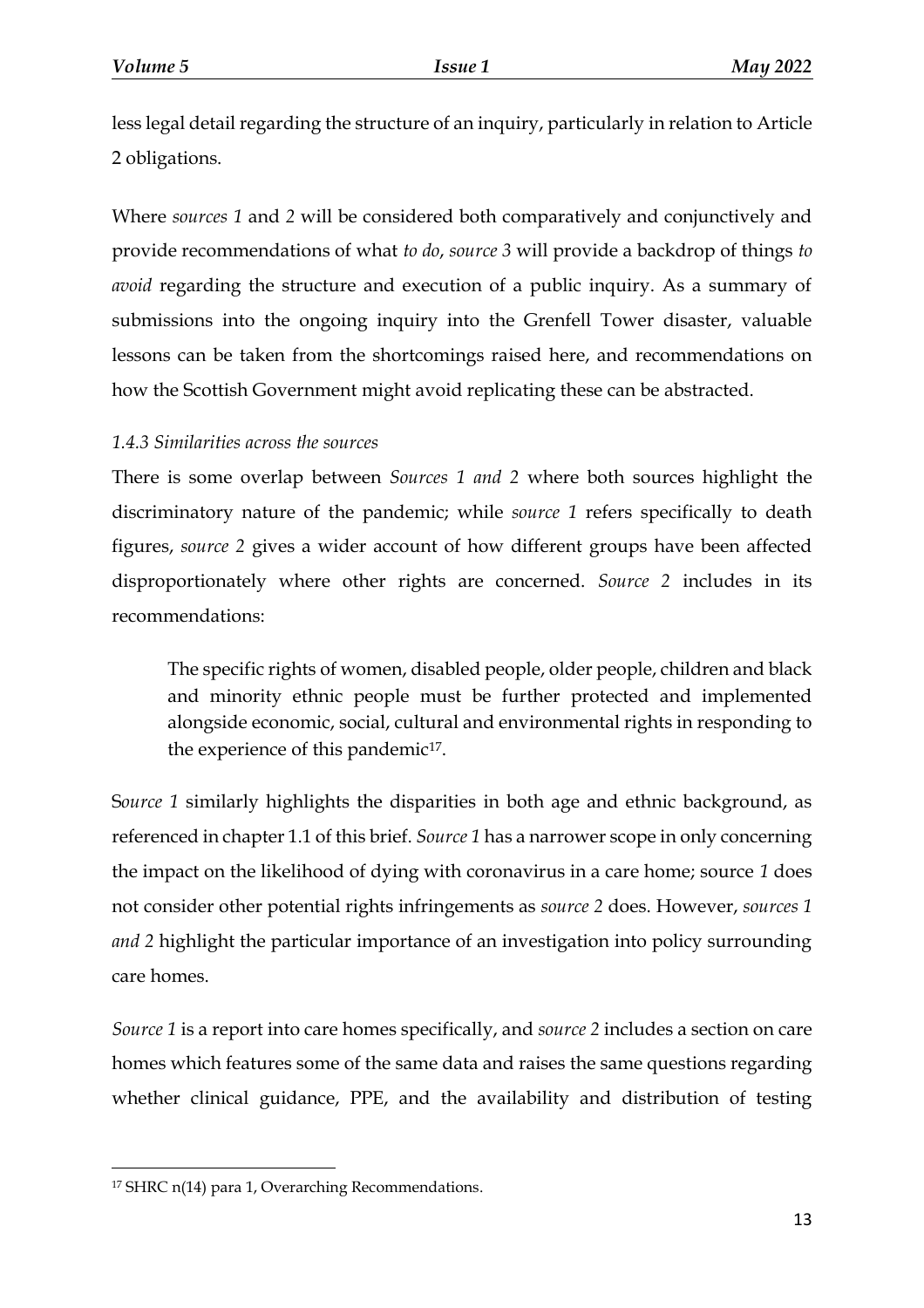less legal detail regarding the structure of an inquiry, particularly in relation to Article 2 obligations.

Where *sources 1* and *2* will be considered both comparatively and conjunctively and provide recommendations of what *to do*, *source 3* will provide a backdrop of things *to avoid* regarding the structure and execution of a public inquiry. As a summary of submissions into the ongoing inquiry into the Grenfell Tower disaster, valuable lessons can be taken from the shortcomings raised here, and recommendations on how the Scottish Government might avoid replicating these can be abstracted.

#### *1.4.3 Similarities across the sources*

There is some overlap between *Sources 1 and 2* where both sources highlight the discriminatory nature of the pandemic; while *source 1* refers specifically to death figures, *source 2* gives a wider account of how different groups have been affected disproportionately where other rights are concerned. *Source 2* includes in its recommendations:

> The specific rights of women, disabled people, older people, children and black and minority ethnic people must be further protected and implemented alongside economic, social, cultural and environmental rights in responding to the experience of this pandemic[17].

S*ource 1* similarly highlights the disparities in both age and ethnic background, as referenced in chapter 1.1 of this brief. *Source 1* has a narrower scope in only concerning the impact on the likelihood of dying with coronavirus in a care home; source *1* does not consider other potential rights infringements as *source 2* does. However, *sources 1 and 2* highlight the particular importance of an investigation into policy surrounding care homes.

*Source 1* is a report into care homes specifically, and *source 2* includes a section on care homes which features some of the same data and raises the same questions regarding whether clinical guidance, PPE, and the availability and distribution of testing

---

[17] SHRC n(14) para 1, Overarching Recommendations.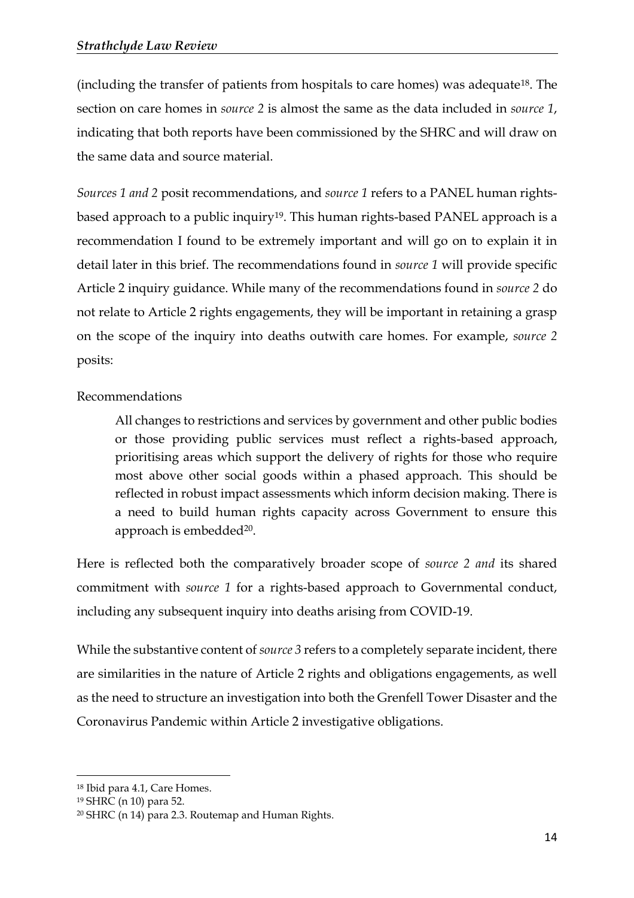(including the transfer of patients from hospitals to care homes) was adequate[18]. The section on care homes in *source 2* is almost the same as the data included in *source 1*, indicating that both reports have been commissioned by the SHRC and will draw on the same data and source material.

*Sources 1 and 2* posit recommendations, and *source 1* refers to a PANEL human rights-based approach to a public inquiry[19]. This human rights-based PANEL approach is a recommendation I found to be extremely important and will go on to explain it in detail later in this brief. The recommendations found in *source 1* will provide specific Article 2 inquiry guidance. While many of the recommendations found in *source 2* do not relate to Article 2 rights engagements, they will be important in retaining a grasp on the scope of the inquiry into deaths outwith care homes. For example, *source 2* posits:

Recommendations

> All changes to restrictions and services by government and other public bodies or those providing public services must reflect a rights-based approach, prioritising areas which support the delivery of rights for those who require most above other social goods within a phased approach. This should be reflected in robust impact assessments which inform decision making. There is a need to build human rights capacity across Government to ensure this approach is embedded[20].

Here is reflected both the comparatively broader scope of *source 2 and* its shared commitment with *source 1* for a rights-based approach to Governmental conduct, including any subsequent inquiry into deaths arising from COVID-19.

While the substantive content of *source 3* refers to a completely separate incident, there are similarities in the nature of Article 2 rights and obligations engagements, as well as the need to structure an investigation into both the Grenfell Tower Disaster and the Coronavirus Pandemic within Article 2 investigative obligations.

---

[18] Ibid para 4.1, Care Homes.

[19] SHRC (n 10) para 52.

[20] SHRC (n 14) para 2.3. Routemap and Human Rights.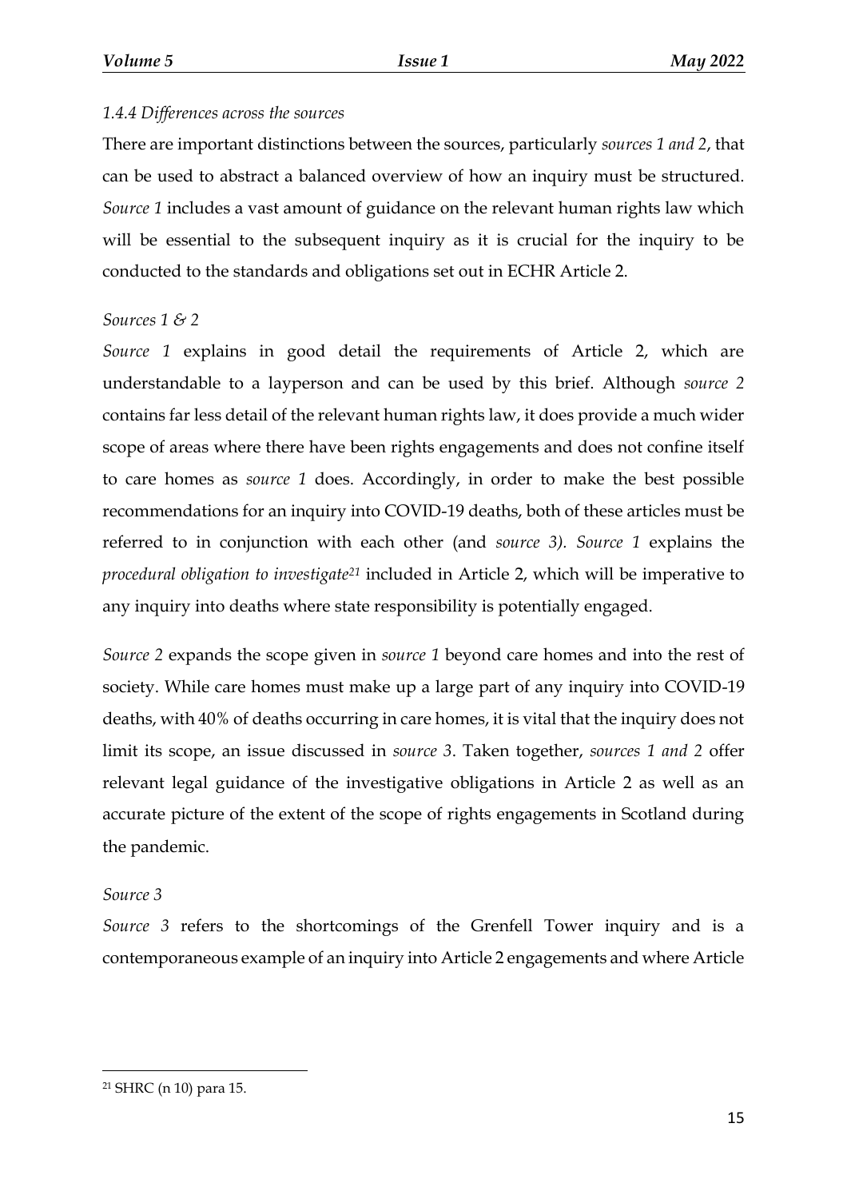*1.4.4 Differences across the sources*

There are important distinctions between the sources, particularly *sources 1 and 2*, that can be used to abstract a balanced overview of how an inquiry must be structured. *Source 1* includes a vast amount of guidance on the relevant human rights law which will be essential to the subsequent inquiry as it is crucial for the inquiry to be conducted to the standards and obligations set out in ECHR Article 2.

*Sources 1 & 2*

*Source 1* explains in good detail the requirements of Article 2, which are understandable to a layperson and can be used by this brief. Although *source 2* contains far less detail of the relevant human rights law, it does provide a much wider scope of areas where there have been rights engagements and does not confine itself to care homes as *source 1* does. Accordingly, in order to make the best possible recommendations for an inquiry into COVID-19 deaths, both of these articles must be referred to in conjunction with each other (and *source 3). Source 1* explains the *procedural obligation to investigate*[21] included in Article 2, which will be imperative to any inquiry into deaths where state responsibility is potentially engaged.

*Source 2* expands the scope given in *source 1* beyond care homes and into the rest of society. While care homes must make up a large part of any inquiry into COVID-19 deaths, with 40% of deaths occurring in care homes, it is vital that the inquiry does not limit its scope, an issue discussed in *source 3*. Taken together, *sources 1 and 2* offer relevant legal guidance of the investigative obligations in Article 2 as well as an accurate picture of the extent of the scope of rights engagements in Scotland during the pandemic.

*Source 3*

*Source 3* refers to the shortcomings of the Grenfell Tower inquiry and is a contemporaneous example of an inquiry into Article 2 engagements and where Article

[21] SHRC (n 10) para 15.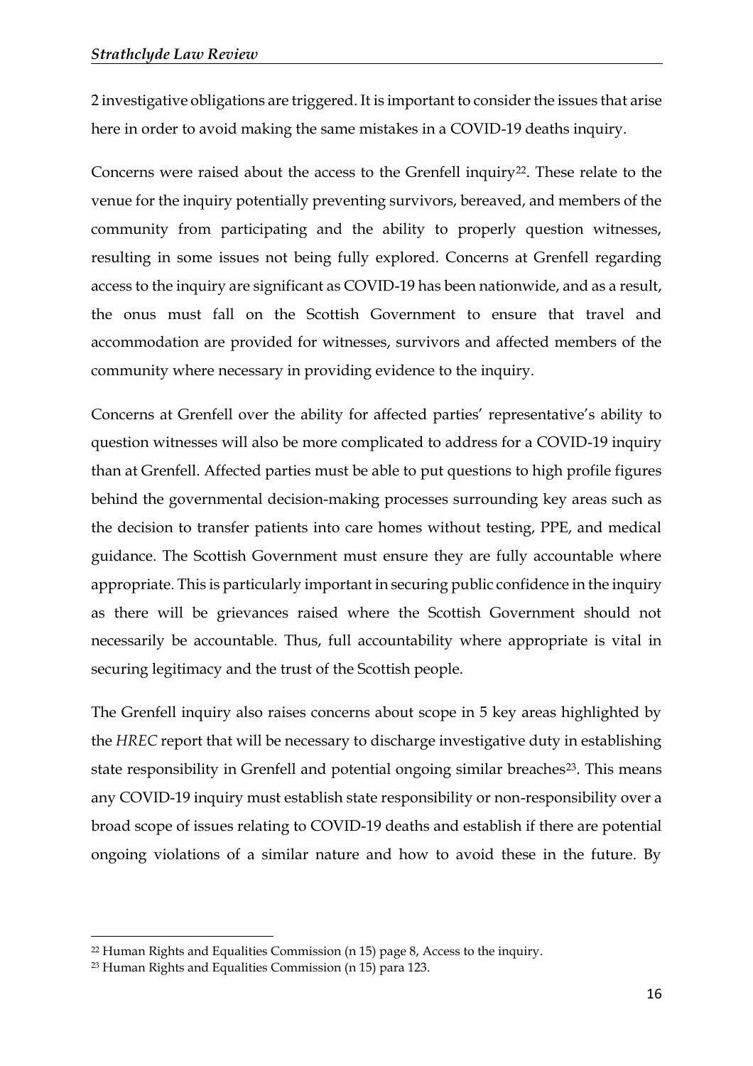2 investigative obligations are triggered. It is important to consider the issues that arise here in order to avoid making the same mistakes in a COVID-19 deaths inquiry.

Concerns were raised about the access to the Grenfell inquiry[22]. These relate to the venue for the inquiry potentially preventing survivors, bereaved, and members of the community from participating and the ability to properly question witnesses, resulting in some issues not being fully explored. Concerns at Grenfell regarding access to the inquiry are significant as COVID-19 has been nationwide, and as a result, the onus must fall on the Scottish Government to ensure that travel and accommodation are provided for witnesses, survivors and affected members of the community where necessary in providing evidence to the inquiry.

Concerns at Grenfell over the ability for affected parties' representative's ability to question witnesses will also be more complicated to address for a COVID-19 inquiry than at Grenfell. Affected parties must be able to put questions to high profile figures behind the governmental decision-making processes surrounding key areas such as the decision to transfer patients into care homes without testing, PPE, and medical guidance. The Scottish Government must ensure they are fully accountable where appropriate. This is particularly important in securing public confidence in the inquiry as there will be grievances raised where the Scottish Government should not necessarily be accountable. Thus, full accountability where appropriate is vital in securing legitimacy and the trust of the Scottish people.

The Grenfell inquiry also raises concerns about scope in 5 key areas highlighted by the *HREC* report that will be necessary to discharge investigative duty in establishing state responsibility in Grenfell and potential ongoing similar breaches[23]. This means any COVID-19 inquiry must establish state responsibility or non-responsibility over a broad scope of issues relating to COVID-19 deaths and establish if there are potential ongoing violations of a similar nature and how to avoid these in the future. By

---

[22] Human Rights and Equalities Commission (n 15) page 8, Access to the inquiry.

[23] Human Rights and Equalities Commission (n 15) para 123.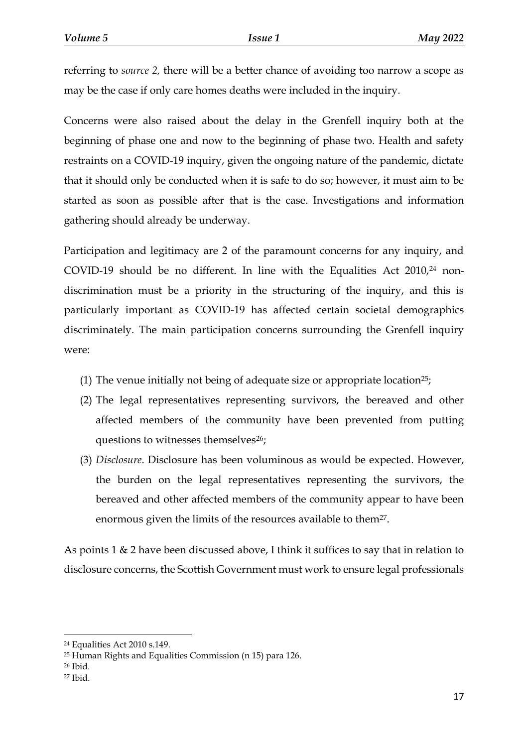referring to *source 2,* there will be a better chance of avoiding too narrow a scope as may be the case if only care homes deaths were included in the inquiry.

Concerns were also raised about the delay in the Grenfell inquiry both at the beginning of phase one and now to the beginning of phase two. Health and safety restraints on a COVID-19 inquiry, given the ongoing nature of the pandemic, dictate that it should only be conducted when it is safe to do so; however, it must aim to be started as soon as possible after that is the case. Investigations and information gathering should already be underway.

Participation and legitimacy are 2 of the paramount concerns for any inquiry, and COVID-19 should be no different. In line with the Equalities Act 2010,[24] non-discrimination must be a priority in the structuring of the inquiry, and this is particularly important as COVID-19 has affected certain societal demographics discriminately. The main participation concerns surrounding the Grenfell inquiry were:

(1) The venue initially not being of adequate size or appropriate location[25];

(2) The legal representatives representing survivors, the bereaved and other affected members of the community have been prevented from putting questions to witnesses themselves[26];

(3) *Disclosure*. Disclosure has been voluminous as would be expected. However, the burden on the legal representatives representing the survivors, the bereaved and other affected members of the community appear to have been enormous given the limits of the resources available to them[27].

As points 1 & 2 have been discussed above, I think it suffices to say that in relation to disclosure concerns, the Scottish Government must work to ensure legal professionals

---

[24] Equalities Act 2010 s.149.

[25] Human Rights and Equalities Commission (n 15) para 126.

[26] Ibid.

[27] Ibid.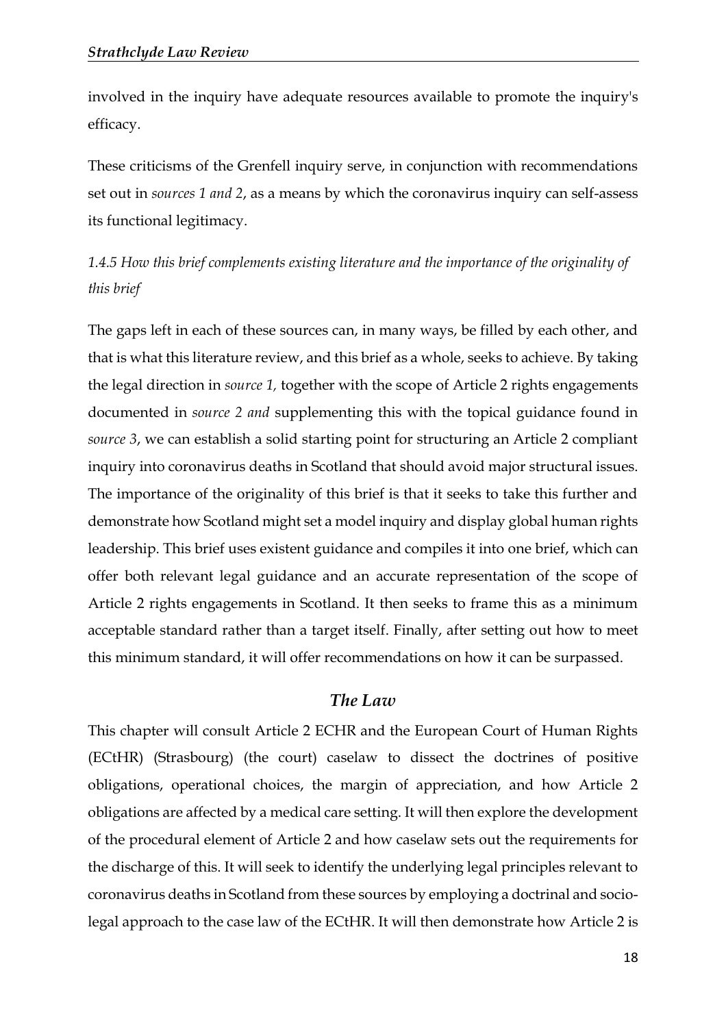involved in the inquiry have adequate resources available to promote the inquiry's efficacy.

These criticisms of the Grenfell inquiry serve, in conjunction with recommendations set out in *sources 1 and 2*, as a means by which the coronavirus inquiry can self-assess its functional legitimacy.

### *1.4.5 How this brief complements existing literature and the importance of the originality of this brief*

The gaps left in each of these sources can, in many ways, be filled by each other, and that is what this literature review, and this brief as a whole, seeks to achieve. By taking the legal direction in *source 1,* together with the scope of Article 2 rights engagements documented in *source 2 and* supplementing this with the topical guidance found in *source 3*, we can establish a solid starting point for structuring an Article 2 compliant inquiry into coronavirus deaths in Scotland that should avoid major structural issues. The importance of the originality of this brief is that it seeks to take this further and demonstrate how Scotland might set a model inquiry and display global human rights leadership. This brief uses existent guidance and compiles it into one brief, which can offer both relevant legal guidance and an accurate representation of the scope of Article 2 rights engagements in Scotland. It then seeks to frame this as a minimum acceptable standard rather than a target itself. Finally, after setting out how to meet this minimum standard, it will offer recommendations on how it can be surpassed.

## *The Law*

This chapter will consult Article 2 ECHR and the European Court of Human Rights (ECtHR) (Strasbourg) (the court) caselaw to dissect the doctrines of positive obligations, operational choices, the margin of appreciation, and how Article 2 obligations are affected by a medical care setting. It will then explore the development of the procedural element of Article 2 and how caselaw sets out the requirements for the discharge of this. It will seek to identify the underlying legal principles relevant to coronavirus deaths in Scotland from these sources by employing a doctrinal and socio-legal approach to the case law of the ECtHR. It will then demonstrate how Article 2 is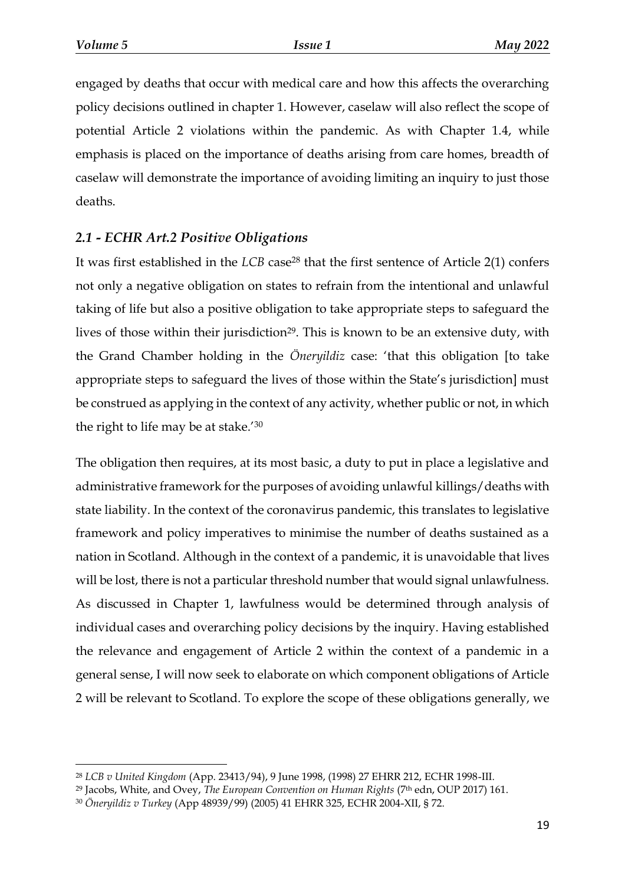engaged by deaths that occur with medical care and how this affects the overarching policy decisions outlined in chapter 1. However, caselaw will also reflect the scope of potential Article 2 violations within the pandemic. As with Chapter 1.4, while emphasis is placed on the importance of deaths arising from care homes, breadth of caselaw will demonstrate the importance of avoiding limiting an inquiry to just those deaths.

## *2.1 - ECHR Art.2 Positive Obligations*

It was first established in the *LCB* case[28] that the first sentence of Article 2(1) confers not only a negative obligation on states to refrain from the intentional and unlawful taking of life but also a positive obligation to take appropriate steps to safeguard the lives of those within their jurisdiction[29]. This is known to be an extensive duty, with the Grand Chamber holding in the *Öneryildiz* case: 'that this obligation [to take appropriate steps to safeguard the lives of those within the State's jurisdiction] must be construed as applying in the context of any activity, whether public or not, in which the right to life may be at stake.'[30]

The obligation then requires, at its most basic, a duty to put in place a legislative and administrative framework for the purposes of avoiding unlawful killings/deaths with state liability. In the context of the coronavirus pandemic, this translates to legislative framework and policy imperatives to minimise the number of deaths sustained as a nation in Scotland. Although in the context of a pandemic, it is unavoidable that lives will be lost, there is not a particular threshold number that would signal unlawfulness. As discussed in Chapter 1, lawfulness would be determined through analysis of individual cases and overarching policy decisions by the inquiry. Having established the relevance and engagement of Article 2 within the context of a pandemic in a general sense, I will now seek to elaborate on which component obligations of Article 2 will be relevant to Scotland. To explore the scope of these obligations generally, we

---

[28] *LCB v United Kingdom* (App. 23413/94), 9 June 1998, (1998) 27 EHRR 212, ECHR 1998-III.

[29] Jacobs, White, and Ovey, *The European Convention on Human Rights* (7th edn, OUP 2017) 161.

[30] *Öneryildiz v Turkey* (App 48939/99) (2005) 41 EHRR 325, ECHR 2004-XII, § 72.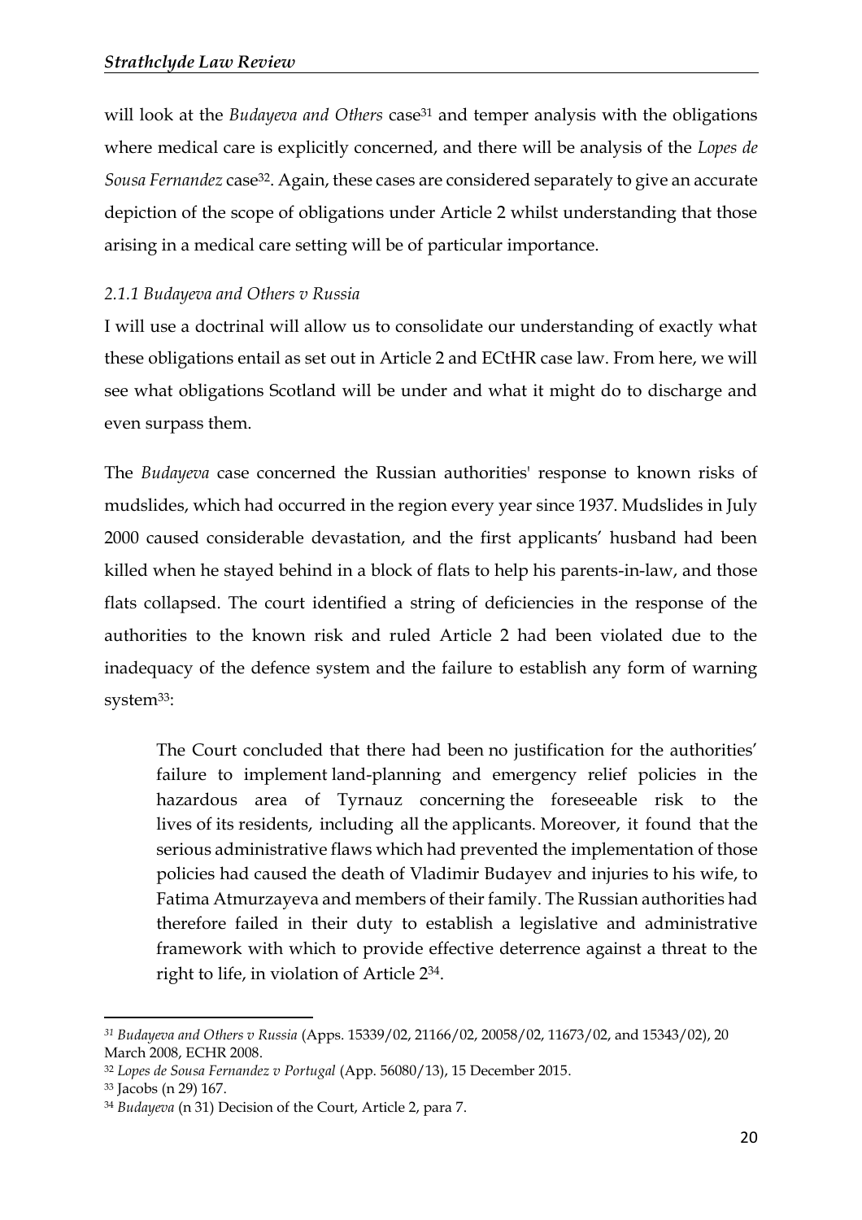will look at the *Budayeva and Others* case[31] and temper analysis with the obligations where medical care is explicitly concerned, and there will be analysis of the *Lopes de Sousa Fernandez* case[32]. Again, these cases are considered separately to give an accurate depiction of the scope of obligations under Article 2 whilst understanding that those arising in a medical care setting will be of particular importance.

### *2.1.1 Budayeva and Others v Russia*

I will use a doctrinal will allow us to consolidate our understanding of exactly what these obligations entail as set out in Article 2 and ECtHR case law. From here, we will see what obligations Scotland will be under and what it might do to discharge and even surpass them.

The *Budayeva* case concerned the Russian authorities' response to known risks of mudslides, which had occurred in the region every year since 1937. Mudslides in July 2000 caused considerable devastation, and the first applicants' husband had been killed when he stayed behind in a block of flats to help his parents-in-law, and those flats collapsed. The court identified a string of deficiencies in the response of the authorities to the known risk and ruled Article 2 had been violated due to the inadequacy of the defence system and the failure to establish any form of warning system[33]:

> The Court concluded that there had been no justification for the authorities' failure to implement land-planning and emergency relief policies in the hazardous area of Tyrnauz concerning the foreseeable risk to the lives of its residents, including all the applicants. Moreover, it found that the serious administrative flaws which had prevented the implementation of those policies had caused the death of Vladimir Budayev and injuries to his wife, to Fatima Atmurzayeva and members of their family. The Russian authorities had therefore failed in their duty to establish a legislative and administrative framework with which to provide effective deterrence against a threat to the right to life, in violation of Article 2[34].

---

[31] *Budayeva and Others v Russia* (Apps. 15339/02, 21166/02, 20058/02, 11673/02, and 15343/02), 20 March 2008, ECHR 2008.

[32] *Lopes de Sousa Fernandez v Portugal* (App. 56080/13), 15 December 2015.

[33] Jacobs (n 29) 167.

[34] *Budayeva* (n 31) Decision of the Court, Article 2, para 7.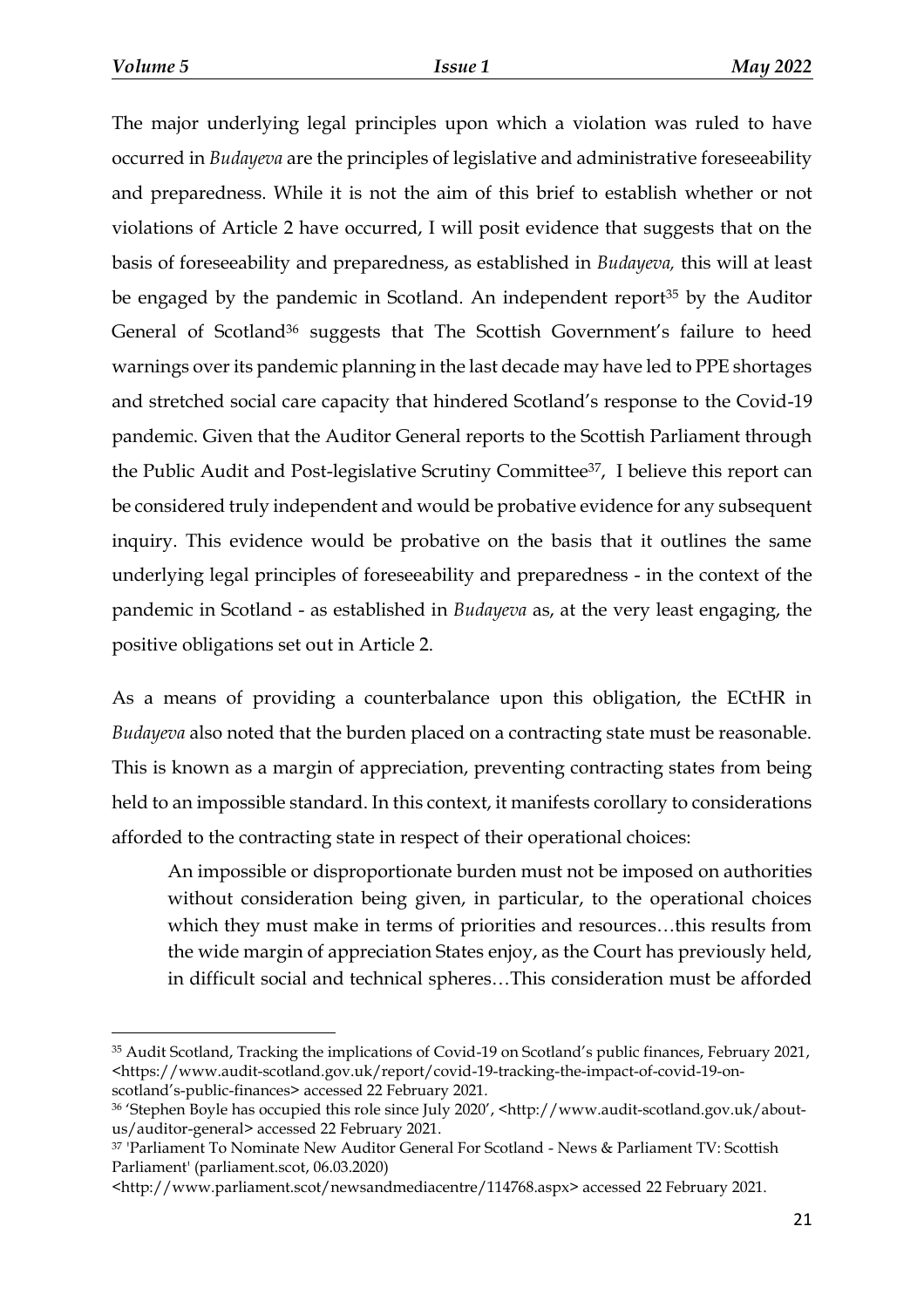The major underlying legal principles upon which a violation was ruled to have occurred in *Budayeva* are the principles of legislative and administrative foreseeability and preparedness. While it is not the aim of this brief to establish whether or not violations of Article 2 have occurred, I will posit evidence that suggests that on the basis of foreseeability and preparedness, as established in *Budayeva,* this will at least be engaged by the pandemic in Scotland. An independent report[35] by the Auditor General of Scotland[36] suggests that The Scottish Government's failure to heed warnings over its pandemic planning in the last decade may have led to PPE shortages and stretched social care capacity that hindered Scotland's response to the Covid-19 pandemic. Given that the Auditor General reports to the Scottish Parliament through the Public Audit and Post-legislative Scrutiny Committee[37], I believe this report can be considered truly independent and would be probative evidence for any subsequent inquiry. This evidence would be probative on the basis that it outlines the same underlying legal principles of foreseeability and preparedness - in the context of the pandemic in Scotland - as established in *Budayeva* as, at the very least engaging, the positive obligations set out in Article 2.

As a means of providing a counterbalance upon this obligation, the ECtHR in *Budayeva* also noted that the burden placed on a contracting state must be reasonable. This is known as a margin of appreciation, preventing contracting states from being held to an impossible standard. In this context, it manifests corollary to considerations afforded to the contracting state in respect of their operational choices:

> An impossible or disproportionate burden must not be imposed on authorities without consideration being given, in particular, to the operational choices which they must make in terms of priorities and resources…this results from the wide margin of appreciation States enjoy, as the Court has previously held, in difficult social and technical spheres…This consideration must be afforded

---

[35] Audit Scotland, Tracking the implications of Covid-19 on Scotland's public finances, February 2021, <https://www.audit-scotland.gov.uk/report/covid-19-tracking-the-impact-of-covid-19-on-scotland's-public-finances> accessed 22 February 2021.

[36] 'Stephen Boyle has occupied this role since July 2020', <http://www.audit-scotland.gov.uk/about-us/auditor-general> accessed 22 February 2021.

[37] 'Parliament To Nominate New Auditor General For Scotland - News & Parliament TV: Scottish Parliament' (parliament.scot, 06.03.2020) <http://www.parliament.scot/newsandmediacentre/114768.aspx> accessed 22 February 2021.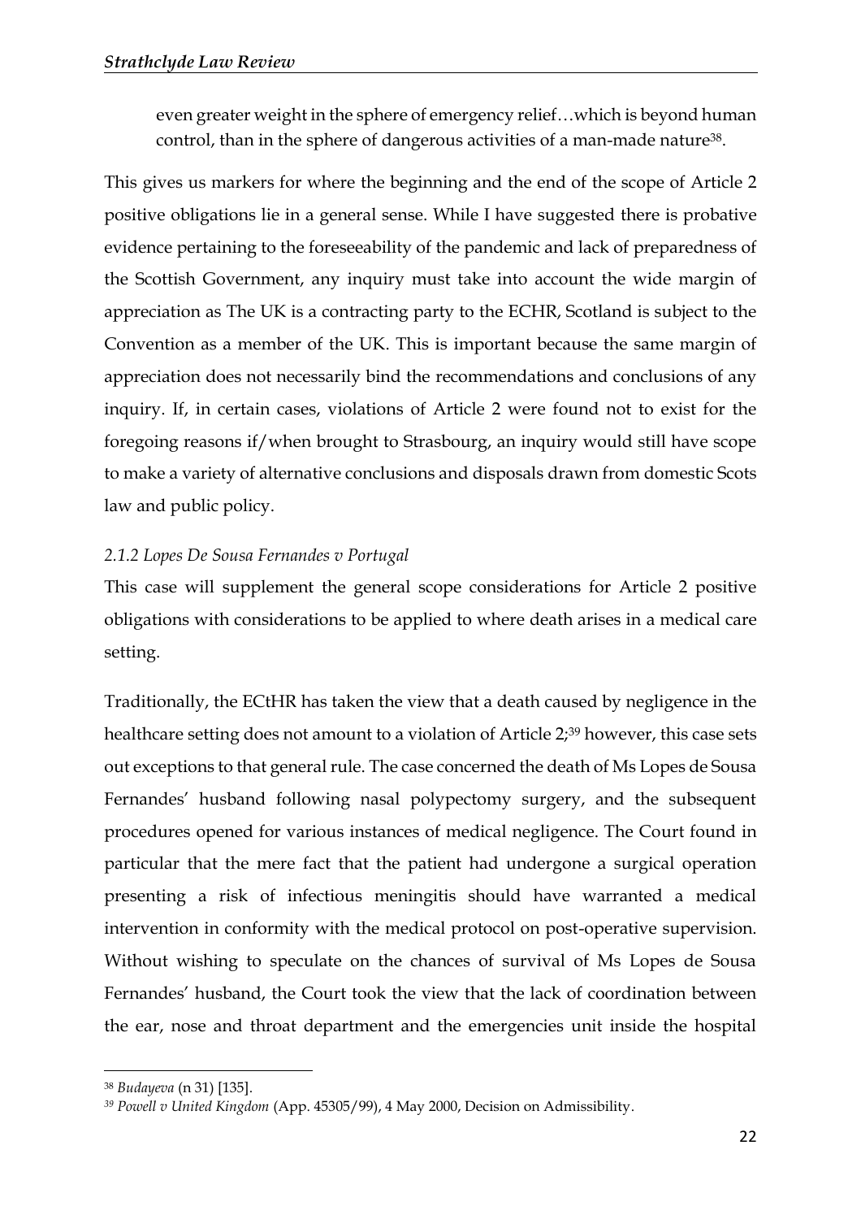> even greater weight in the sphere of emergency relief…which is beyond human control, than in the sphere of dangerous activities of a man-made nature[38].

This gives us markers for where the beginning and the end of the scope of Article 2 positive obligations lie in a general sense. While I have suggested there is probative evidence pertaining to the foreseeability of the pandemic and lack of preparedness of the Scottish Government, any inquiry must take into account the wide margin of appreciation as The UK is a contracting party to the ECHR, Scotland is subject to the Convention as a member of the UK. This is important because the same margin of appreciation does not necessarily bind the recommendations and conclusions of any inquiry. If, in certain cases, violations of Article 2 were found not to exist for the foregoing reasons if/when brought to Strasbourg, an inquiry would still have scope to make a variety of alternative conclusions and disposals drawn from domestic Scots law and public policy.

### *2.1.2 Lopes De Sousa Fernandes v Portugal*

This case will supplement the general scope considerations for Article 2 positive obligations with considerations to be applied to where death arises in a medical care setting.

Traditionally, the ECtHR has taken the view that a death caused by negligence in the healthcare setting does not amount to a violation of Article 2;[39] however, this case sets out exceptions to that general rule. The case concerned the death of Ms Lopes de Sousa Fernandes' husband following nasal polypectomy surgery, and the subsequent procedures opened for various instances of medical negligence. The Court found in particular that the mere fact that the patient had undergone a surgical operation presenting a risk of infectious meningitis should have warranted a medical intervention in conformity with the medical protocol on post-operative supervision. Without wishing to speculate on the chances of survival of Ms Lopes de Sousa Fernandes' husband, the Court took the view that the lack of coordination between the ear, nose and throat department and the emergencies unit inside the hospital

---

[38] *Budayeva* (n 31) [135].

[39] *Powell v United Kingdom* (App. 45305/99), 4 May 2000, Decision on Admissibility.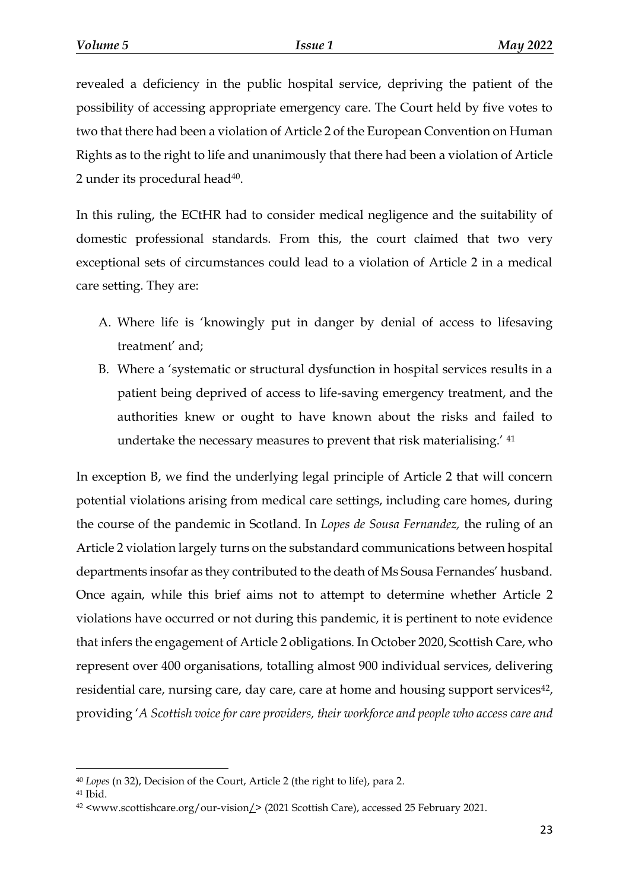revealed a deficiency in the public hospital service, depriving the patient of the possibility of accessing appropriate emergency care. The Court held by five votes to two that there had been a violation of Article 2 of the European Convention on Human Rights as to the right to life and unanimously that there had been a violation of Article 2 under its procedural head[40].

In this ruling, the ECtHR had to consider medical negligence and the suitability of domestic professional standards. From this, the court claimed that two very exceptional sets of circumstances could lead to a violation of Article 2 in a medical care setting. They are:

A. Where life is 'knowingly put in danger by denial of access to lifesaving treatment' and;
B. Where a 'systematic or structural dysfunction in hospital services results in a patient being deprived of access to life-saving emergency treatment, and the authorities knew or ought to have known about the risks and failed to undertake the necessary measures to prevent that risk materialising.' [41]

In exception B, we find the underlying legal principle of Article 2 that will concern potential violations arising from medical care settings, including care homes, during the course of the pandemic in Scotland. In *Lopes de Sousa Fernandez,* the ruling of an Article 2 violation largely turns on the substandard communications between hospital departments insofar as they contributed to the death of Ms Sousa Fernandes' husband. Once again, while this brief aims not to attempt to determine whether Article 2 violations have occurred or not during this pandemic, it is pertinent to note evidence that infers the engagement of Article 2 obligations. In October 2020, Scottish Care, who represent over 400 organisations, totalling almost 900 individual services, delivering residential care, nursing care, day care, care at home and housing support services[42], providing '*A Scottish voice for care providers, their workforce and people who access care and*

---

[40] *Lopes* (n 32), Decision of the Court, Article 2 (the right to life), para 2.

[41] Ibid.

[42] <www.scottishcare.org/our-vision/> (2021 Scottish Care), accessed 25 February 2021.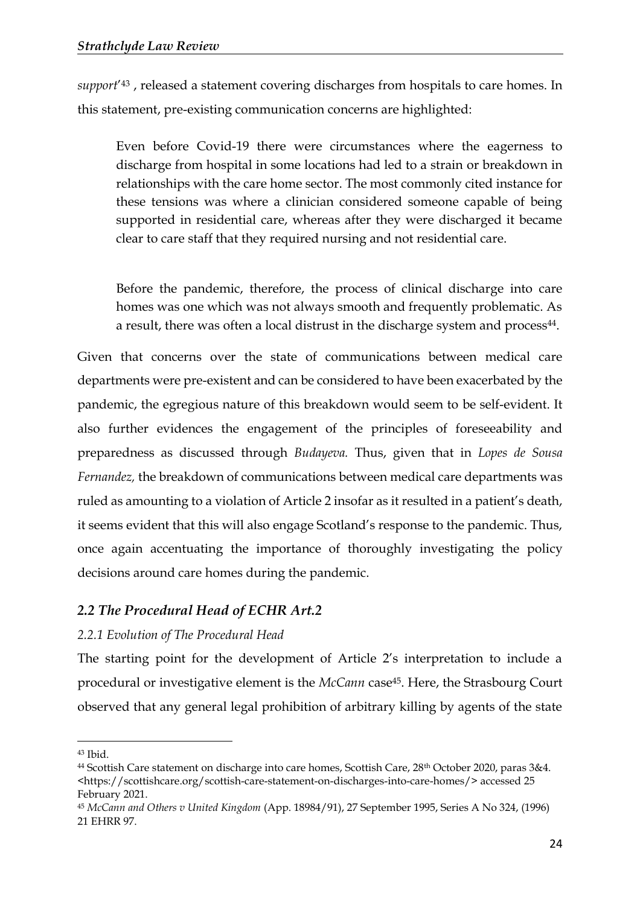*support*'[43] , released a statement covering discharges from hospitals to care homes. In this statement, pre-existing communication concerns are highlighted:

> Even before Covid-19 there were circumstances where the eagerness to discharge from hospital in some locations had led to a strain or breakdown in relationships with the care home sector. The most commonly cited instance for these tensions was where a clinician considered someone capable of being supported in residential care, whereas after they were discharged it became clear to care staff that they required nursing and not residential care.
>
> Before the pandemic, therefore, the process of clinical discharge into care homes was one which was not always smooth and frequently problematic. As a result, there was often a local distrust in the discharge system and process[44].

Given that concerns over the state of communications between medical care departments were pre-existent and can be considered to have been exacerbated by the pandemic, the egregious nature of this breakdown would seem to be self-evident. It also further evidences the engagement of the principles of foreseeability and preparedness as discussed through *Budayeva.* Thus, given that in *Lopes de Sousa Fernandez,* the breakdown of communications between medical care departments was ruled as amounting to a violation of Article 2 insofar as it resulted in a patient's death, it seems evident that this will also engage Scotland's response to the pandemic. Thus, once again accentuating the importance of thoroughly investigating the policy decisions around care homes during the pandemic.

### *2.2 The Procedural Head of ECHR Art.2*

#### *2.2.1 Evolution of The Procedural Head*

The starting point for the development of Article 2's interpretation to include a procedural or investigative element is the *McCann* case[45]. Here, the Strasbourg Court observed that any general legal prohibition of arbitrary killing by agents of the state

---

[43] Ibid.

[44] Scottish Care statement on discharge into care homes, Scottish Care, 28th October 2020, paras 3&4. <https://scottishcare.org/scottish-care-statement-on-discharges-into-care-homes/> accessed 25 February 2021.

[45] *McCann and Others v United Kingdom* (App. 18984/91), 27 September 1995, Series A No 324, (1996) 21 EHRR 97.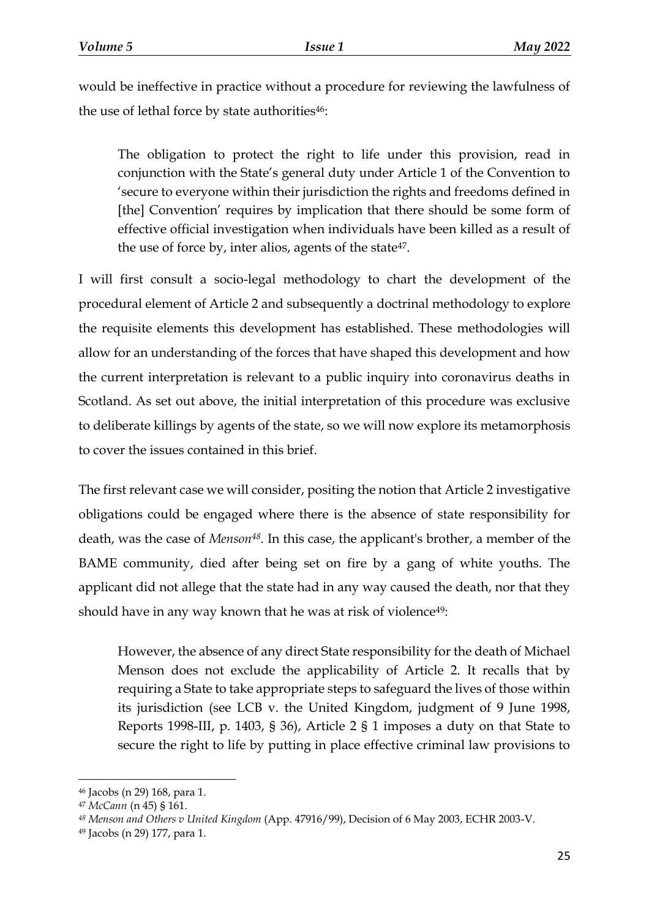would be ineffective in practice without a procedure for reviewing the lawfulness of the use of lethal force by state authorities[46]:

> The obligation to protect the right to life under this provision, read in conjunction with the State's general duty under Article 1 of the Convention to 'secure to everyone within their jurisdiction the rights and freedoms defined in [the] Convention' requires by implication that there should be some form of effective official investigation when individuals have been killed as a result of the use of force by, inter alios, agents of the state[47].

I will first consult a socio-legal methodology to chart the development of the procedural element of Article 2 and subsequently a doctrinal methodology to explore the requisite elements this development has established. These methodologies will allow for an understanding of the forces that have shaped this development and how the current interpretation is relevant to a public inquiry into coronavirus deaths in Scotland. As set out above, the initial interpretation of this procedure was exclusive to deliberate killings by agents of the state, so we will now explore its metamorphosis to cover the issues contained in this brief.

The first relevant case we will consider, positing the notion that Article 2 investigative obligations could be engaged where there is the absence of state responsibility for death, was the case of *Menson*[48]. In this case, the applicant's brother, a member of the BAME community, died after being set on fire by a gang of white youths. The applicant did not allege that the state had in any way caused the death, nor that they should have in any way known that he was at risk of violence[49]:

> However, the absence of any direct State responsibility for the death of Michael Menson does not exclude the applicability of Article 2. It recalls that by requiring a State to take appropriate steps to safeguard the lives of those within its jurisdiction (see LCB v. the United Kingdom, judgment of 9 June 1998, Reports 1998-III, p. 1403, § 36), Article 2 § 1 imposes a duty on that State to secure the right to life by putting in place effective criminal law provisions to

---

[46] Jacobs (n 29) 168, para 1.

[47] *McCann* (n 45) § 161.

[48] *Menson and Others v United Kingdom* (App. 47916/99), Decision of 6 May 2003, ECHR 2003-V.

[49] Jacobs (n 29) 177, para 1.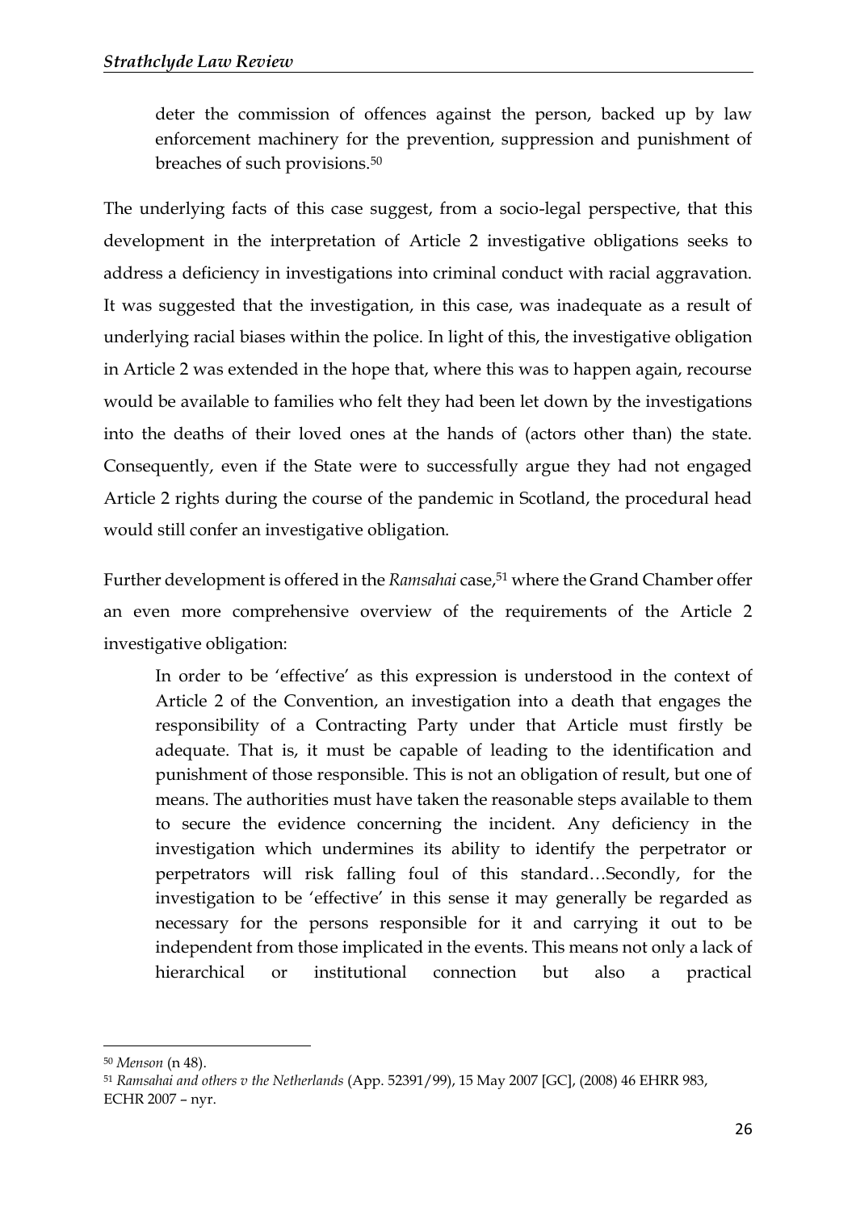> deter the commission of offences against the person, backed up by law enforcement machinery for the prevention, suppression and punishment of breaches of such provisions.[50]

The underlying facts of this case suggest, from a socio-legal perspective, that this development in the interpretation of Article 2 investigative obligations seeks to address a deficiency in investigations into criminal conduct with racial aggravation. It was suggested that the investigation, in this case, was inadequate as a result of underlying racial biases within the police. In light of this, the investigative obligation in Article 2 was extended in the hope that, where this was to happen again, recourse would be available to families who felt they had been let down by the investigations into the deaths of their loved ones at the hands of (actors other than) the state. Consequently, even if the State were to successfully argue they had not engaged Article 2 rights during the course of the pandemic in Scotland, the procedural head would still confer an investigative obligation.

Further development is offered in the *Ramsahai* case,[51] where the Grand Chamber offer an even more comprehensive overview of the requirements of the Article 2 investigative obligation:

> In order to be 'effective' as this expression is understood in the context of Article 2 of the Convention, an investigation into a death that engages the responsibility of a Contracting Party under that Article must firstly be adequate. That is, it must be capable of leading to the identification and punishment of those responsible. This is not an obligation of result, but one of means. The authorities must have taken the reasonable steps available to them to secure the evidence concerning the incident. Any deficiency in the investigation which undermines its ability to identify the perpetrator or perpetrators will risk falling foul of this standard…Secondly, for the investigation to be 'effective' in this sense it may generally be regarded as necessary for the persons responsible for it and carrying it out to be independent from those implicated in the events. This means not only a lack of hierarchical or institutional connection but also a practical

---

[50] *Menson* (n 48).

[51] *Ramsahai and others v the Netherlands* (App. 52391/99), 15 May 2007 [GC], (2008) 46 EHRR 983, ECHR 2007 – nyr.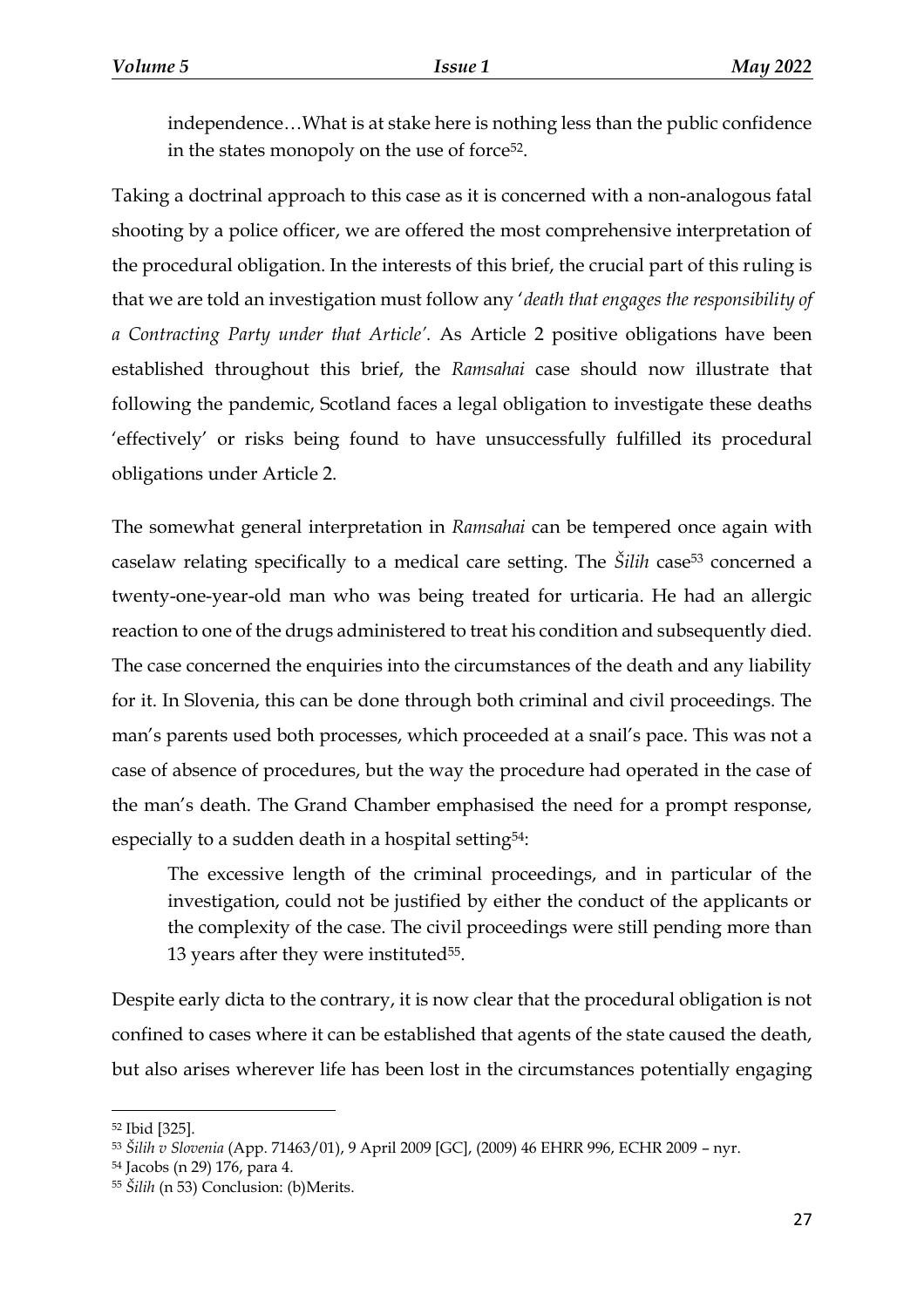> independence…What is at stake here is nothing less than the public confidence in the states monopoly on the use of force[52].

Taking a doctrinal approach to this case as it is concerned with a non-analogous fatal shooting by a police officer, we are offered the most comprehensive interpretation of the procedural obligation. In the interests of this brief, the crucial part of this ruling is that we are told an investigation must follow any '*death that engages the responsibility of a Contracting Party under that Article'*. As Article 2 positive obligations have been established throughout this brief, the *Ramsahai* case should now illustrate that following the pandemic, Scotland faces a legal obligation to investigate these deaths 'effectively' or risks being found to have unsuccessfully fulfilled its procedural obligations under Article 2.

The somewhat general interpretation in *Ramsahai* can be tempered once again with caselaw relating specifically to a medical care setting. The *Šilih* case[53] concerned a twenty-one-year-old man who was being treated for urticaria. He had an allergic reaction to one of the drugs administered to treat his condition and subsequently died. The case concerned the enquiries into the circumstances of the death and any liability for it. In Slovenia, this can be done through both criminal and civil proceedings. The man's parents used both processes, which proceeded at a snail's pace. This was not a case of absence of procedures, but the way the procedure had operated in the case of the man's death. The Grand Chamber emphasised the need for a prompt response, especially to a sudden death in a hospital setting[54]:

> The excessive length of the criminal proceedings, and in particular of the investigation, could not be justified by either the conduct of the applicants or the complexity of the case. The civil proceedings were still pending more than 13 years after they were instituted[55].

Despite early dicta to the contrary, it is now clear that the procedural obligation is not confined to cases where it can be established that agents of the state caused the death, but also arises wherever life has been lost in the circumstances potentially engaging

---

[52] Ibid [325].

[53] *Šilih v Slovenia* (App. 71463/01), 9 April 2009 [GC], (2009) 46 EHRR 996, ECHR 2009 – nyr.

[54] Jacobs (n 29) 176, para 4.

[55] *Šilih* (n 53) Conclusion: (b)Merits.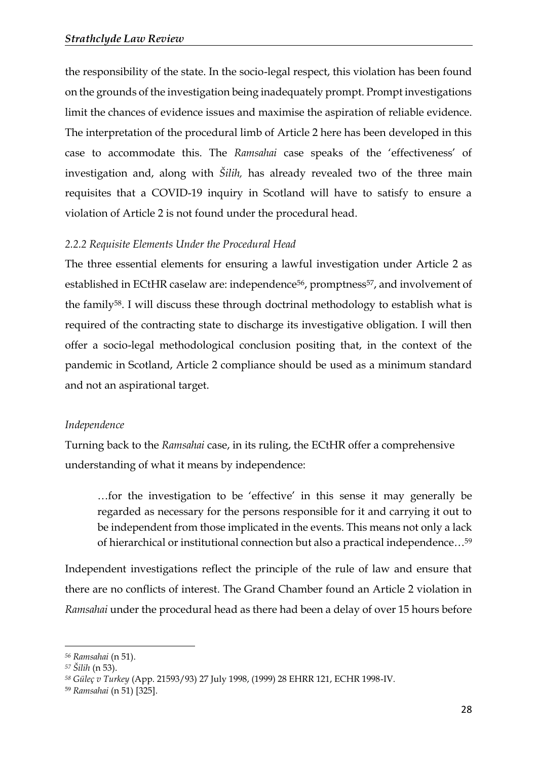the responsibility of the state. In the socio-legal respect, this violation has been found on the grounds of the investigation being inadequately prompt. Prompt investigations limit the chances of evidence issues and maximise the aspiration of reliable evidence. The interpretation of the procedural limb of Article 2 here has been developed in this case to accommodate this. The *Ramsahai* case speaks of the 'effectiveness' of investigation and, along with *Šilih,* has already revealed two of the three main requisites that a COVID-19 inquiry in Scotland will have to satisfy to ensure a violation of Article 2 is not found under the procedural head.

### *2.2.2 Requisite Elements Under the Procedural Head*

The three essential elements for ensuring a lawful investigation under Article 2 as established in ECtHR caselaw are: independence[56], promptness[57], and involvement of the family[58]. I will discuss these through doctrinal methodology to establish what is required of the contracting state to discharge its investigative obligation. I will then offer a socio-legal methodological conclusion positing that, in the context of the pandemic in Scotland, Article 2 compliance should be used as a minimum standard and not an aspirational target.

#### *Independence*

Turning back to the *Ramsahai* case, in its ruling, the ECtHR offer a comprehensive understanding of what it means by independence:

> …for the investigation to be 'effective' in this sense it may generally be regarded as necessary for the persons responsible for it and carrying it out to be independent from those implicated in the events. This means not only a lack of hierarchical or institutional connection but also a practical independence…[59]

Independent investigations reflect the principle of the rule of law and ensure that there are no conflicts of interest. The Grand Chamber found an Article 2 violation in *Ramsahai* under the procedural head as there had been a delay of over 15 hours before

---

[56] *Ramsahai* (n 51).

[57] *Šilih* (n 53).

[58] *Güleç v Turkey* (App. 21593/93) 27 July 1998, (1999) 28 EHRR 121, ECHR 1998-IV.

[59] *Ramsahai* (n 51) [325].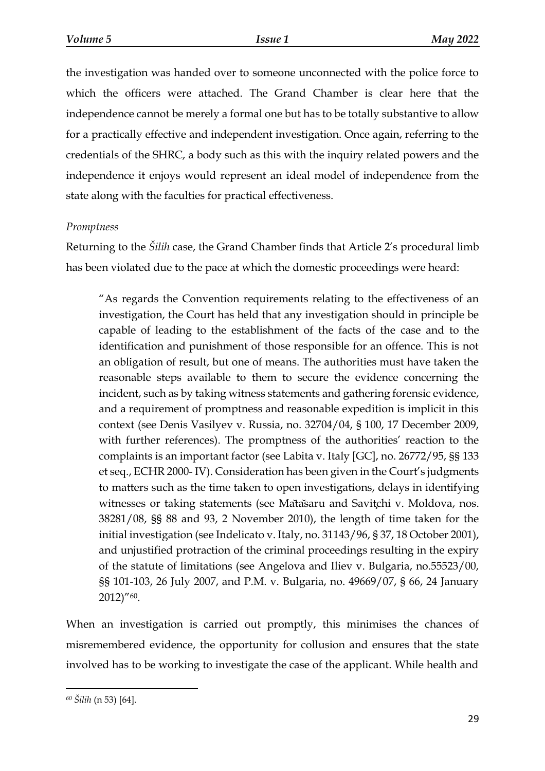the investigation was handed over to someone unconnected with the police force to which the officers were attached. The Grand Chamber is clear here that the independence cannot be merely a formal one but has to be totally substantive to allow for a practically effective and independent investigation. Once again, referring to the credentials of the SHRC, a body such as this with the inquiry related powers and the independence it enjoys would represent an ideal model of independence from the state along with the faculties for practical effectiveness.

*Promptness*

Returning to the *Šilih* case, the Grand Chamber finds that Article 2's procedural limb has been violated due to the pace at which the domestic proceedings were heard:

> "As regards the Convention requirements relating to the effectiveness of an investigation, the Court has held that any investigation should in principle be capable of leading to the establishment of the facts of the case and to the identification and punishment of those responsible for an offence. This is not an obligation of result, but one of means. The authorities must have taken the reasonable steps available to them to secure the evidence concerning the incident, such as by taking witness statements and gathering forensic evidence, and a requirement of promptness and reasonable expedition is implicit in this context (see Denis Vasilyev v. Russia, no. 32704/04, § 100, 17 December 2009, with further references). The promptness of the authorities' reaction to the complaints is an important factor (see Labita v. Italy [GC], no. 26772/95, §§ 133 et seq., ECHR 2000- IV). Consideration has been given in the Court's judgments to matters such as the time taken to open investigations, delays in identifying witnesses or taking statements (see Mătăsaru and Savițchi v. Moldova, nos. 38281/08, §§ 88 and 93, 2 November 2010), the length of time taken for the initial investigation (see Indelicato v. Italy, no. 31143/96, § 37, 18 October 2001), and unjustified protraction of the criminal proceedings resulting in the expiry of the statute of limitations (see Angelova and Iliev v. Bulgaria, no.55523/00, §§ 101-103, 26 July 2007, and P.M. v. Bulgaria, no. 49669/07, § 66, 24 January 2012)"[60].

When an investigation is carried out promptly, this minimises the chances of misremembered evidence, the opportunity for collusion and ensures that the state involved has to be working to investigate the case of the applicant. While health and

---

[60] *Šilih* (n 53) [64].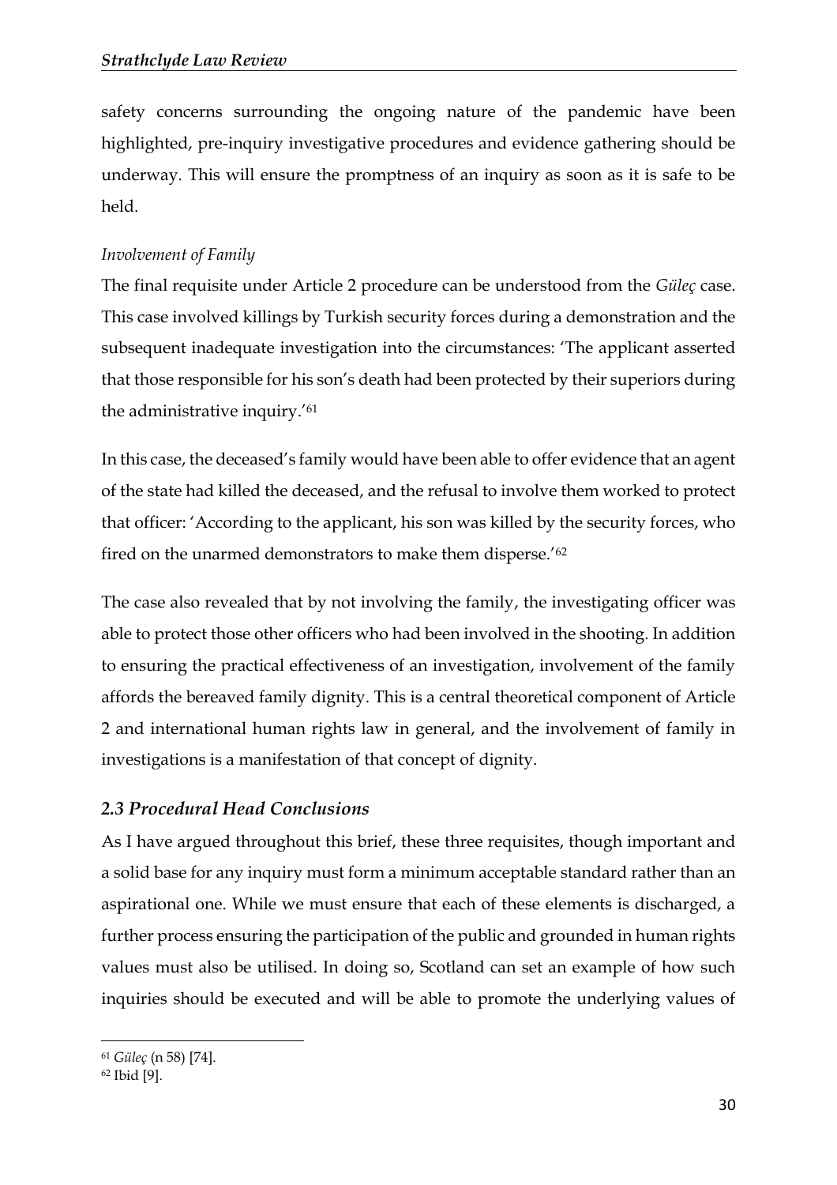safety concerns surrounding the ongoing nature of the pandemic have been highlighted, pre-inquiry investigative procedures and evidence gathering should be underway. This will ensure the promptness of an inquiry as soon as it is safe to be held.

*Involvement of Family*

The final requisite under Article 2 procedure can be understood from the *Güleç* case. This case involved killings by Turkish security forces during a demonstration and the subsequent inadequate investigation into the circumstances: 'The applicant asserted that those responsible for his son's death had been protected by their superiors during the administrative inquiry.'[61]

In this case, the deceased's family would have been able to offer evidence that an agent of the state had killed the deceased, and the refusal to involve them worked to protect that officer: 'According to the applicant, his son was killed by the security forces, who fired on the unarmed demonstrators to make them disperse.'[62]

The case also revealed that by not involving the family, the investigating officer was able to protect those other officers who had been involved in the shooting. In addition to ensuring the practical effectiveness of an investigation, involvement of the family affords the bereaved family dignity. This is a central theoretical component of Article 2 and international human rights law in general, and the involvement of family in investigations is a manifestation of that concept of dignity.

### *2.3 Procedural Head Conclusions*

As I have argued throughout this brief, these three requisites, though important and a solid base for any inquiry must form a minimum acceptable standard rather than an aspirational one. While we must ensure that each of these elements is discharged, a further process ensuring the participation of the public and grounded in human rights values must also be utilised. In doing so, Scotland can set an example of how such inquiries should be executed and will be able to promote the underlying values of

---

[61] *Güleç* (n 58) [74].

[62] Ibid [9].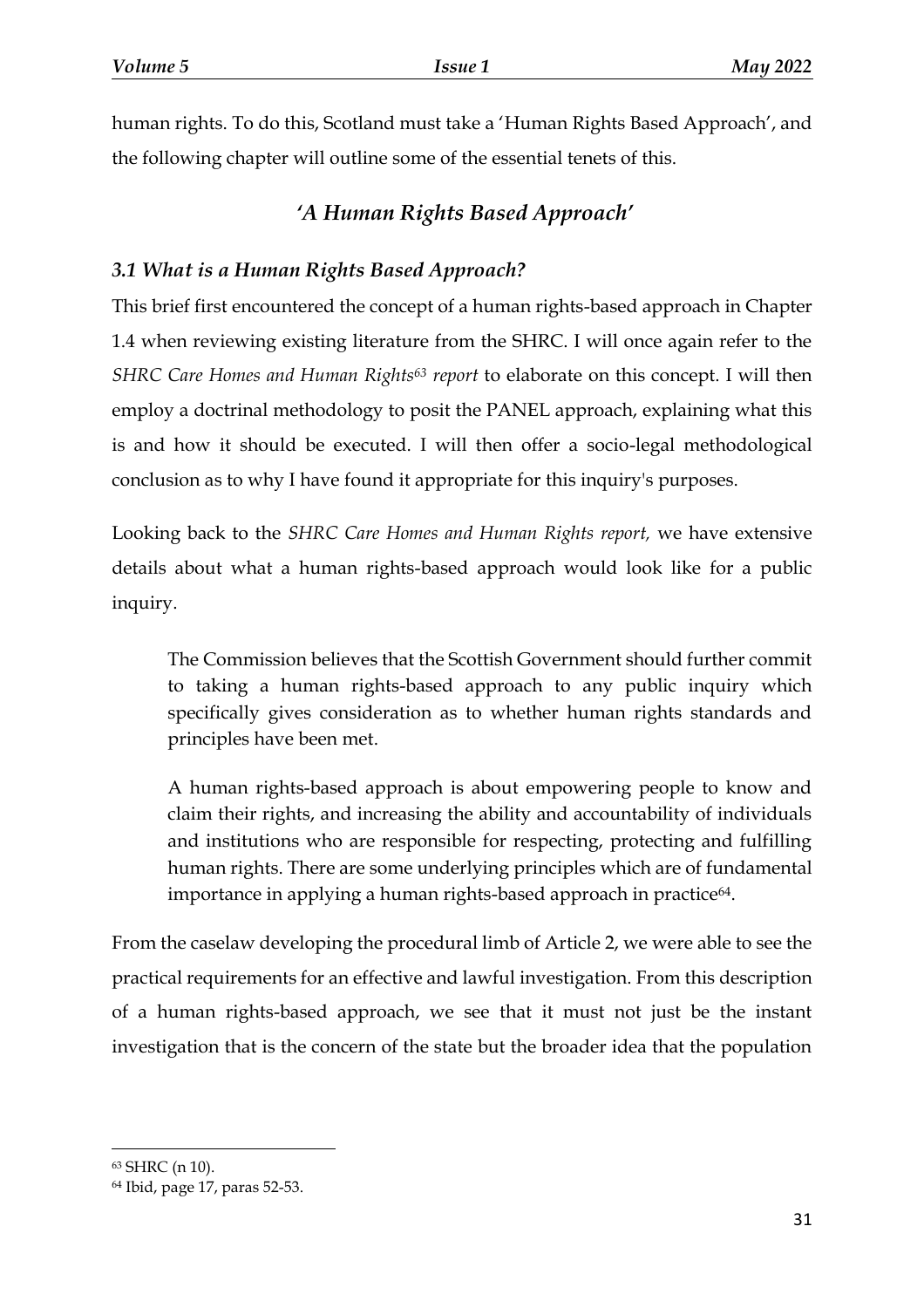human rights. To do this, Scotland must take a 'Human Rights Based Approach', and the following chapter will outline some of the essential tenets of this.

## *'A Human Rights Based Approach'*

### *3.1 What is a Human Rights Based Approach?*

This brief first encountered the concept of a human rights-based approach in Chapter 1.4 when reviewing existing literature from the SHRC. I will once again refer to the *SHRC Care Homes and Human Rights*[63] *report* to elaborate on this concept. I will then employ a doctrinal methodology to posit the PANEL approach, explaining what this is and how it should be executed. I will then offer a socio-legal methodological conclusion as to why I have found it appropriate for this inquiry's purposes.

Looking back to the *SHRC Care Homes and Human Rights report,* we have extensive details about what a human rights-based approach would look like for a public inquiry.

> The Commission believes that the Scottish Government should further commit to taking a human rights-based approach to any public inquiry which specifically gives consideration as to whether human rights standards and principles have been met.
>
> A human rights-based approach is about empowering people to know and claim their rights, and increasing the ability and accountability of individuals and institutions who are responsible for respecting, protecting and fulfilling human rights. There are some underlying principles which are of fundamental importance in applying a human rights-based approach in practice[64].

From the caselaw developing the procedural limb of Article 2, we were able to see the practical requirements for an effective and lawful investigation. From this description of a human rights-based approach, we see that it must not just be the instant investigation that is the concern of the state but the broader idea that the population

---

[63] SHRC (n 10).

[64] Ibid, page 17, paras 52-53.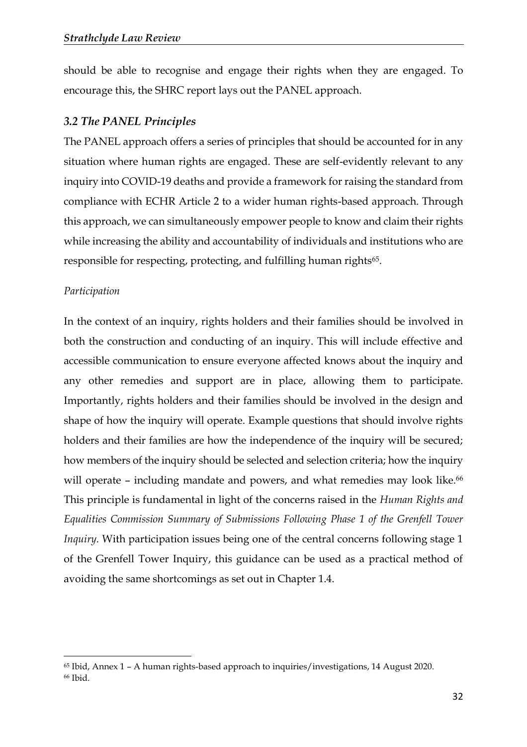should be able to recognise and engage their rights when they are engaged. To encourage this, the SHRC report lays out the PANEL approach.

### *3.2 The PANEL Principles*

The PANEL approach offers a series of principles that should be accounted for in any situation where human rights are engaged. These are self-evidently relevant to any inquiry into COVID-19 deaths and provide a framework for raising the standard from compliance with ECHR Article 2 to a wider human rights-based approach. Through this approach, we can simultaneously empower people to know and claim their rights while increasing the ability and accountability of individuals and institutions who are responsible for respecting, protecting, and fulfilling human rights[65].

*Participation*

In the context of an inquiry, rights holders and their families should be involved in both the construction and conducting of an inquiry. This will include effective and accessible communication to ensure everyone affected knows about the inquiry and any other remedies and support are in place, allowing them to participate. Importantly, rights holders and their families should be involved in the design and shape of how the inquiry will operate. Example questions that should involve rights holders and their families are how the independence of the inquiry will be secured; how members of the inquiry should be selected and selection criteria; how the inquiry will operate – including mandate and powers, and what remedies may look like.[66] This principle is fundamental in light of the concerns raised in the *Human Rights and Equalities Commission Summary of Submissions Following Phase 1 of the Grenfell Tower Inquiry.* With participation issues being one of the central concerns following stage 1 of the Grenfell Tower Inquiry, this guidance can be used as a practical method of avoiding the same shortcomings as set out in Chapter 1.4.

---

[65] Ibid, Annex 1 – A human rights-based approach to inquiries/investigations, 14 August 2020.

[66] Ibid.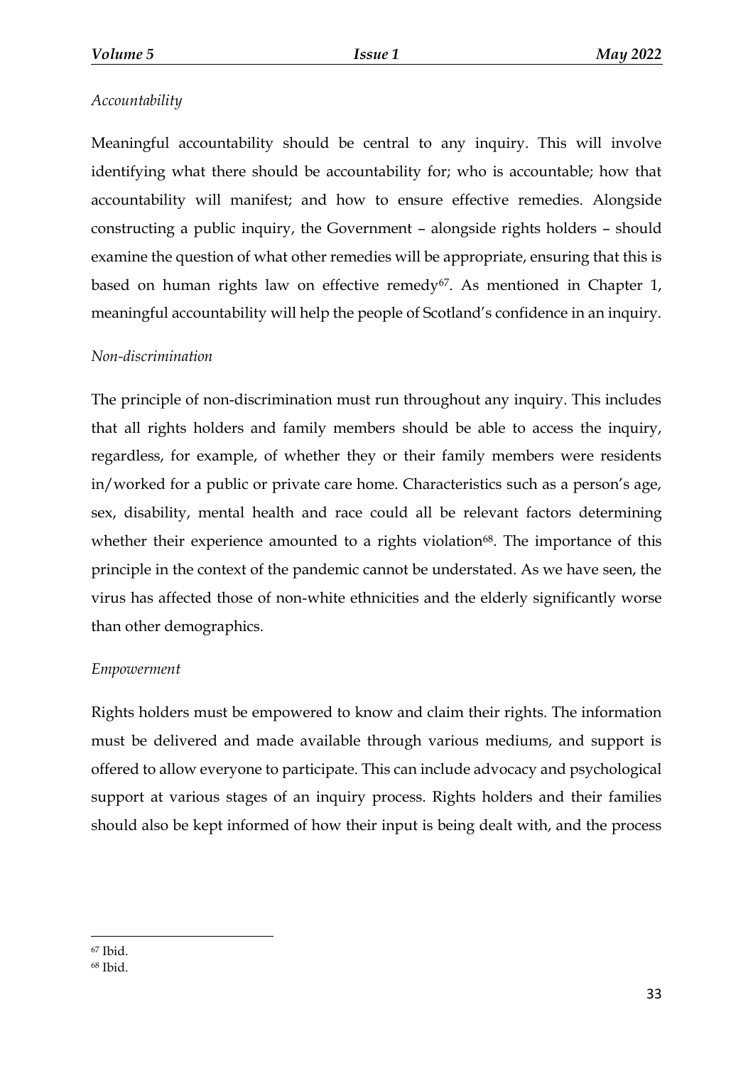*Accountability*

Meaningful accountability should be central to any inquiry. This will involve identifying what there should be accountability for; who is accountable; how that accountability will manifest; and how to ensure effective remedies. Alongside constructing a public inquiry, the Government – alongside rights holders – should examine the question of what other remedies will be appropriate, ensuring that this is based on human rights law on effective remedy[67]. As mentioned in Chapter 1, meaningful accountability will help the people of Scotland's confidence in an inquiry.

*Non-discrimination*

The principle of non-discrimination must run throughout any inquiry. This includes that all rights holders and family members should be able to access the inquiry, regardless, for example, of whether they or their family members were residents in/worked for a public or private care home. Characteristics such as a person's age, sex, disability, mental health and race could all be relevant factors determining whether their experience amounted to a rights violation[68]. The importance of this principle in the context of the pandemic cannot be understated. As we have seen, the virus has affected those of non-white ethnicities and the elderly significantly worse than other demographics.

*Empowerment*

Rights holders must be empowered to know and claim their rights. The information must be delivered and made available through various mediums, and support is offered to allow everyone to participate. This can include advocacy and psychological support at various stages of an inquiry process. Rights holders and their families should also be kept informed of how their input is being dealt with, and the process

[67] Ibid.

[68] Ibid.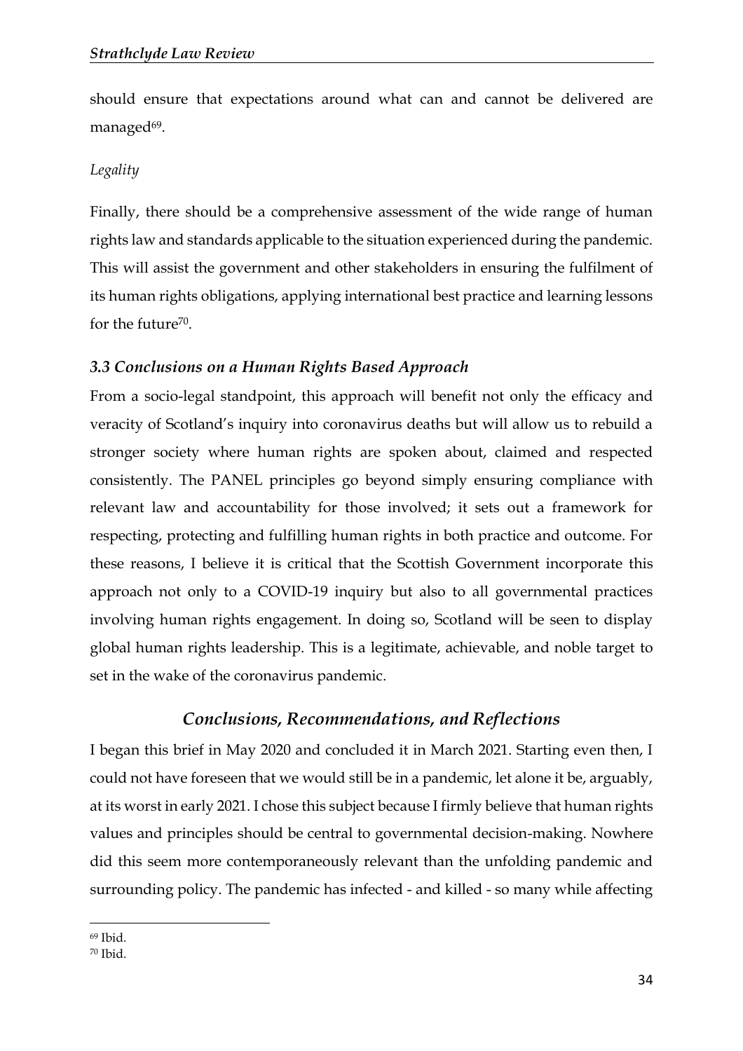should ensure that expectations around what can and cannot be delivered are managed[69].

*Legality*

Finally, there should be a comprehensive assessment of the wide range of human rights law and standards applicable to the situation experienced during the pandemic. This will assist the government and other stakeholders in ensuring the fulfilment of its human rights obligations, applying international best practice and learning lessons for the future[70].

### *3.3 Conclusions on a Human Rights Based Approach*

From a socio-legal standpoint, this approach will benefit not only the efficacy and veracity of Scotland's inquiry into coronavirus deaths but will allow us to rebuild a stronger society where human rights are spoken about, claimed and respected consistently. The PANEL principles go beyond simply ensuring compliance with relevant law and accountability for those involved; it sets out a framework for respecting, protecting and fulfilling human rights in both practice and outcome. For these reasons, I believe it is critical that the Scottish Government incorporate this approach not only to a COVID-19 inquiry but also to all governmental practices involving human rights engagement. In doing so, Scotland will be seen to display global human rights leadership. This is a legitimate, achievable, and noble target to set in the wake of the coronavirus pandemic.

## *Conclusions, Recommendations, and Reflections*

I began this brief in May 2020 and concluded it in March 2021. Starting even then, I could not have foreseen that we would still be in a pandemic, let alone it be, arguably, at its worst in early 2021. I chose this subject because I firmly believe that human rights values and principles should be central to governmental decision-making. Nowhere did this seem more contemporaneously relevant than the unfolding pandemic and surrounding policy. The pandemic has infected - and killed - so many while affecting

[69] Ibid.

[70] Ibid.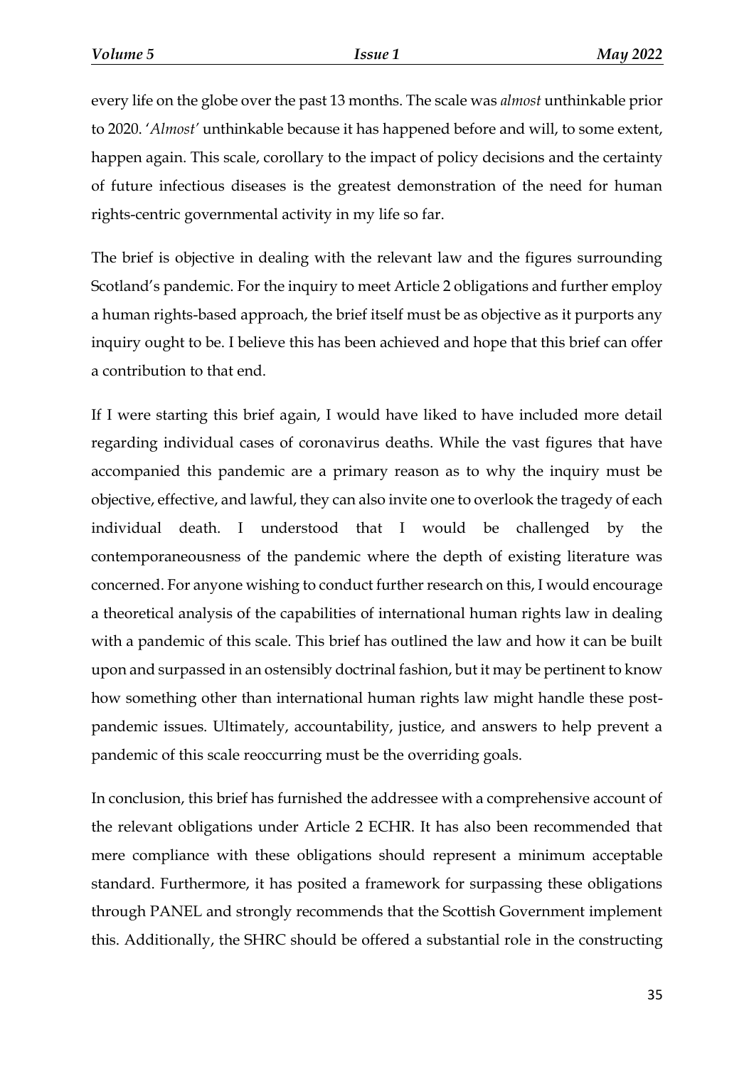every life on the globe over the past 13 months. The scale was *almost* unthinkable prior to 2020. '*Almost*' unthinkable because it has happened before and will, to some extent, happen again. This scale, corollary to the impact of policy decisions and the certainty of future infectious diseases is the greatest demonstration of the need for human rights-centric governmental activity in my life so far.

The brief is objective in dealing with the relevant law and the figures surrounding Scotland's pandemic. For the inquiry to meet Article 2 obligations and further employ a human rights-based approach, the brief itself must be as objective as it purports any inquiry ought to be. I believe this has been achieved and hope that this brief can offer a contribution to that end.

If I were starting this brief again, I would have liked to have included more detail regarding individual cases of coronavirus deaths. While the vast figures that have accompanied this pandemic are a primary reason as to why the inquiry must be objective, effective, and lawful, they can also invite one to overlook the tragedy of each individual death. I understood that I would be challenged by the contemporaneousness of the pandemic where the depth of existing literature was concerned. For anyone wishing to conduct further research on this, I would encourage a theoretical analysis of the capabilities of international human rights law in dealing with a pandemic of this scale. This brief has outlined the law and how it can be built upon and surpassed in an ostensibly doctrinal fashion, but it may be pertinent to know how something other than international human rights law might handle these post-pandemic issues. Ultimately, accountability, justice, and answers to help prevent a pandemic of this scale reoccurring must be the overriding goals.

In conclusion, this brief has furnished the addressee with a comprehensive account of the relevant obligations under Article 2 ECHR. It has also been recommended that mere compliance with these obligations should represent a minimum acceptable standard. Furthermore, it has posited a framework for surpassing these obligations through PANEL and strongly recommends that the Scottish Government implement this. Additionally, the SHRC should be offered a substantial role in the constructing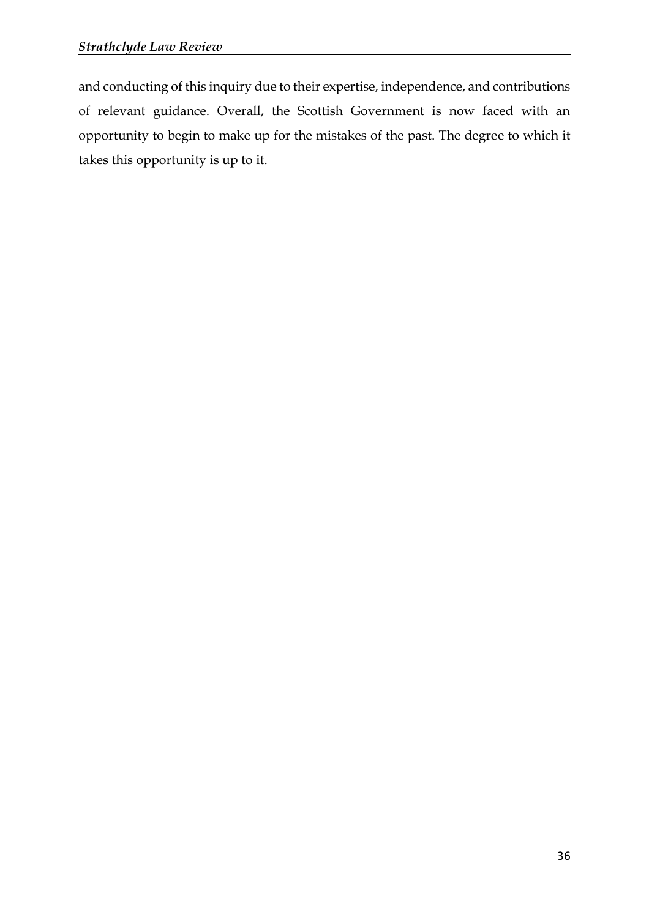and conducting of this inquiry due to their expertise, independence, and contributions of relevant guidance. Overall, the Scottish Government is now faced with an opportunity to begin to make up for the mistakes of the past. The degree to which it takes this opportunity is up to it.